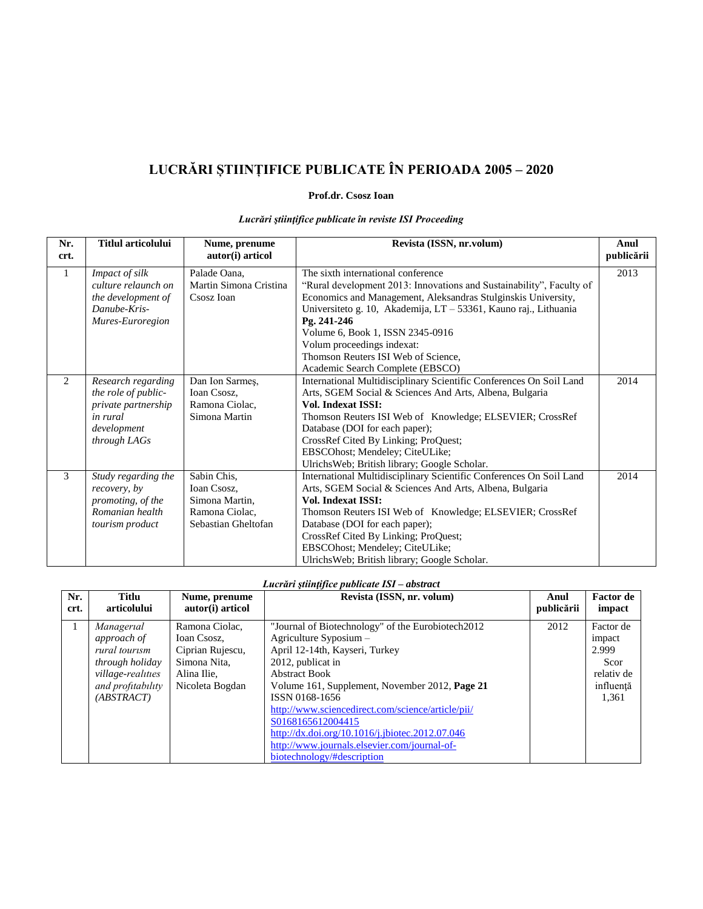# LUCRĂRI ȘTIINȚIFICE PUBLICATE ÎN PERIOADA 2005 – 2020

**Prof.dr. Csosz Ioan**

***Lucrări științifice publicate în reviste ISI Proceeding***

| Nr. crt. | Titlul articolului | Nume, prenume autor(i) articol | Revista (ISSN, nr.volum) | Anul publicării |
|---|---|---|---|---|
| 1 | *Impact of silk culture relaunch on the development of Danube-Kris-Mures-Euroregion* | Palade Oana, Martin Simona Cristina Csosz Ioan | The sixth international conference "Rural development 2013: Innovations and Sustainability", Faculty of Economics and Management, Aleksandras Stulginskis University, Universiteto g. 10, Akademija, LT – 53361, Kauno raj., Lithuania **Pg. 241-246** Volume 6, Book 1, ISSN 2345-0916 Volum proceedings indexat: Thomson Reuters ISI Web of Science, Academic Search Complete (EBSCO) | 2013 |
| 2 | *Research regarding the role of public-private partnership in rural development through LAGs* | Dan Ion Sarmeș, Ioan Csosz, Ramona Ciolac, Simona Martin | International Multidisciplinary Scientific Conferences On Soil Land Arts, SGEM Social & Sciences And Arts, Albena, Bulgaria **Vol. Indexat ISSI:** Thomson Reuters ISI Web of Knowledge; ELSEVIER; CrossRef Database (DOI for each paper); CrossRef Cited By Linking; ProQuest; EBSCOhost; Mendeley; CiteULike; UlrichsWeb; British library; Google Scholar. | 2014 |
| 3 | *Study regarding the recovery, by promoting, of the Romanian health tourism product* | Sabin Chis, Ioan Csosz, Simona Martin, Ramona Ciolac, Sebastian Gheltofan | International Multidisciplinary Scientific Conferences On Soil Land Arts, SGEM Social & Sciences And Arts, Albena, Bulgaria **Vol. Indexat ISSI:** Thomson Reuters ISI Web of Knowledge; ELSEVIER; CrossRef Database (DOI for each paper); CrossRef Cited By Linking; ProQuest; EBSCOhost; Mendeley; CiteULike; UlrichsWeb; British library; Google Scholar. | 2014 |

***Lucrări științifice publicate ISI – abstract***

| Nr. crt. | Titlu articolului | Nume, prenume autor(i) articol | Revista (ISSN, nr. volum) | Anul publicării | Factor de impact |
|---|---|---|---|---|---|
| 1 | *Managerial approach of rural tourism through holiday village-realities and profitability (ABSTRACT)* | Ramona Ciolac, Ioan Csosz, Ciprian Rujescu, Simona Nita, Alina Ilie, Nicoleta Bogdan | "Journal of Biotechnology" of the Eurobiotech2012 Agriculture Syposium – April 12-14th, Kayseri, Turkey 2012, publicat in Abstract Book Volume 161, Supplement, November 2012, **Page 21** ISSN 0168-1656 http://www.sciencedirect.com/science/article/pii/S0168165612004415 http://dx.doi.org/10.1016/j.jbiotec.2012.07.046 http://www.journals.elsevier.com/journal-of-biotechnology/#description | 2012 | Factor de impact 2.999 Scor relativ de influență 1,361 |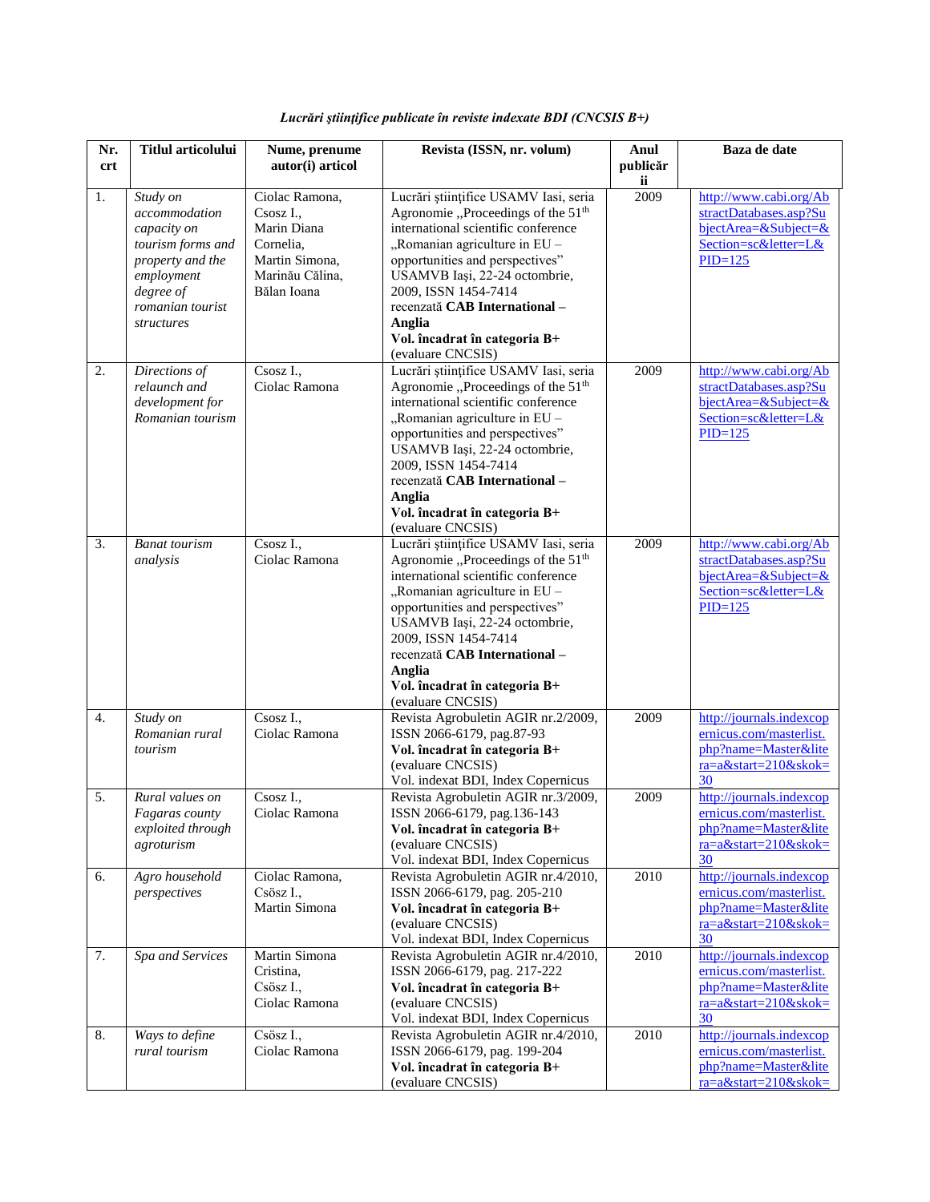*Lucrări ştiinţifice publicate în reviste indexate BDI (CNCSIS B+)*

| Nr. crt | Titlul articolului | Nume, prenume autor(i) articol | Revista (ISSN, nr. volum) | Anul publicării | Baza de date |
|---|---|---|---|---|---|
| 1. | *Study on accommodation capacity on tourism forms and property and the employment degree of romanian tourist structures* | Ciolac Ramona, Csosz I., Marin Diana Cornelia, Martin Simona, Marinău Călina, Bălan Ioana | Lucrări ştiinţifice USAMV Iasi, seria Agronomie „Proceedings of the 51[th] international scientific conference „Romanian agriculture in EU – opportunities and perspectives" USAMVB Iaşi, 22-24 octombrie, 2009, ISSN 1454-7414 recenzată **CAB International – Anglia** **Vol. încadrat în categoria B+** (evaluare CNCSIS) | 2009 | http://www.cabi.org/AbstractDatabases.asp?SubjectArea=&Subject=&Section=sc&letter=L&PID=125 |
| 2. | *Directions of relaunch and development for Romanian tourism* | Csosz I., Ciolac Ramona | Lucrări ştiinţifice USAMV Iasi, seria Agronomie „Proceedings of the 51[th] international scientific conference „Romanian agriculture in EU – opportunities and perspectives" USAMVB Iaşi, 22-24 octombrie, 2009, ISSN 1454-7414 recenzată **CAB International – Anglia** **Vol. încadrat în categoria B+** (evaluare CNCSIS) | 2009 | http://www.cabi.org/AbstractDatabases.asp?SubjectArea=&Subject=&Section=sc&letter=L&PID=125 |
| 3. | *Banat tourism analysis* | Csosz I., Ciolac Ramona | Lucrări ştiinţifice USAMV Iasi, seria Agronomie „Proceedings of the 51[th] international scientific conference „Romanian agriculture in EU – opportunities and perspectives" USAMVB Iaşi, 22-24 octombrie, 2009, ISSN 1454-7414 recenzată **CAB International – Anglia** **Vol. încadrat în categoria B+** (evaluare CNCSIS) | 2009 | http://www.cabi.org/AbstractDatabases.asp?SubjectArea=&Subject=&Section=sc&letter=L&PID=125 |
| 4. | *Study on Romanian rural tourism* | Csosz I., Ciolac Ramona | Revista Agrobuletin AGIR nr.2/2009, ISSN 2066-6179, pag.87-93 **Vol. încadrat în categoria B+** (evaluare CNCSIS) Vol. indexat BDI, Index Copernicus | 2009 | http://journals.indexcopernicus.com/masterlist.php?name=Master&litera=a&start=210&skok=30 |
| 5. | *Rural values on Fagaras county exploited through agroturism* | Csosz I., Ciolac Ramona | Revista Agrobuletin AGIR nr.3/2009, ISSN 2066-6179, pag.136-143 **Vol. încadrat în categoria B+** (evaluare CNCSIS) Vol. indexat BDI, Index Copernicus | 2009 | http://journals.indexcopernicus.com/masterlist.php?name=Master&litera=a&start=210&skok=30 |
| 6. | *Agro household perspectives* | Ciolac Ramona, Csösz I., Martin Simona | Revista Agrobuletin AGIR nr.4/2010, ISSN 2066-6179, pag. 205-210 **Vol. încadrat în categoria B+** (evaluare CNCSIS) Vol. indexat BDI, Index Copernicus | 2010 | http://journals.indexcopernicus.com/masterlist.php?name=Master&litera=a&start=210&skok=30 |
| 7. | *Spa and Services* | Martin Simona Cristina, Csösz I., Ciolac Ramona | Revista Agrobuletin AGIR nr.4/2010, ISSN 2066-6179, pag. 217-222 **Vol. încadrat în categoria B+** (evaluare CNCSIS) Vol. indexat BDI, Index Copernicus | 2010 | http://journals.indexcopernicus.com/masterlist.php?name=Master&litera=a&start=210&skok=30 |
| 8. | *Ways to define rural tourism* | Csösz I., Ciolac Ramona | Revista Agrobuletin AGIR nr.4/2010, ISSN 2066-6179, pag. 199-204 **Vol. încadrat în categoria B+** (evaluare CNCSIS) | 2010 | http://journals.indexcopernicus.com/masterlist.php?name=Master&litera=a&start=210&skok= |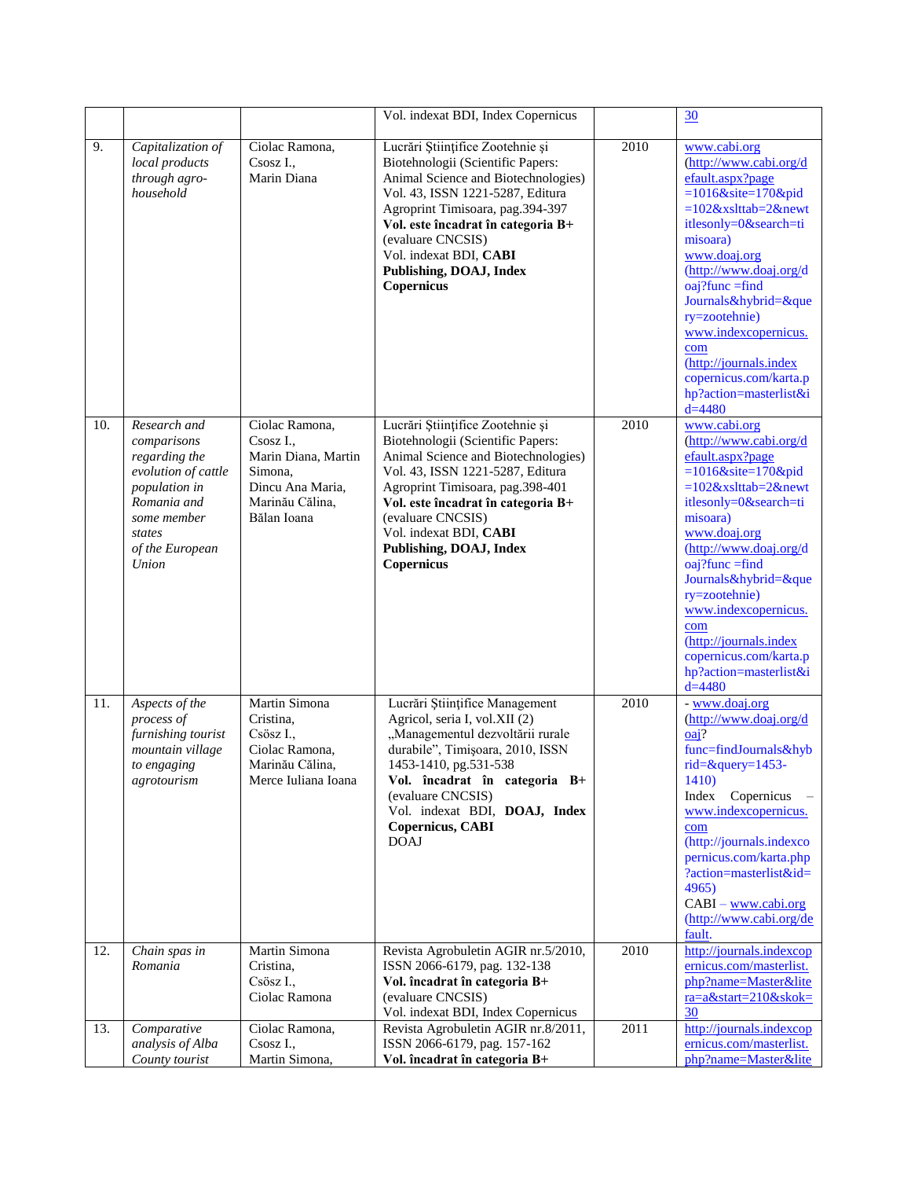| | | | | | |
|---|---|---|---|---|---|
| | | | Vol. indexat BDI, Index Copernicus | | 30 |
| 9. | *Capitalization of local products through agro-household* | Ciolac Ramona, Csosz I., Marin Diana | Lucrări Științifice Zootehnie şi Biotehnologii (Scientific Papers: Animal Science and Biotechnologies) Vol. 43, ISSN 1221-5287, Editura Agroprint Timisoara, pag.394-397 **Vol. este încadrat în categoria B+** (evaluare CNCSIS) Vol. indexat BDI, **CABI Publishing, DOAJ, Index Copernicus** | 2010 | www.cabi.org (http://www.cabi.org/default.aspx?page=1016&site=170&pid=102&xslttab=2&newtitlesonly=0&search=timisoara) www.doaj.org (http://www.doaj.org/doaj?func =findJournals&hybrid=&query=zootehnie) www.indexcopernicus.com (http://journals.indexcopernicus.com/karta.php?action=masterlist&id=4480 |
| 10. | *Research and comparisons regarding the evolution of cattle population in Romania and some member states of the European Union* | Ciolac Ramona, Csosz I., Marin Diana, Martin Simona, Dincu Ana Maria, Marinău Călina, Bălan Ioana | Lucrări Științifice Zootehnie şi Biotehnologii (Scientific Papers: Animal Science and Biotechnologies) Vol. 43, ISSN 1221-5287, Editura Agroprint Timisoara, pag.398-401 **Vol. este încadrat în categoria B+** (evaluare CNCSIS) Vol. indexat BDI, **CABI Publishing, DOAJ, Index Copernicus** | 2010 | www.cabi.org (http://www.cabi.org/default.aspx?page=1016&site=170&pid=102&xslttab=2&newtitlesonly=0&search=timisoara) www.doaj.org (http://www.doaj.org/doaj?func =findJournals&hybrid=&query=zootehnie) www.indexcopernicus.com (http://journals.indexcopernicus.com/karta.php?action=masterlist&id=4480 |
| 11. | *Aspects of the process of furnishing tourist mountain village to engaging agrotourism* | Martin Simona Cristina, Csösz I., Ciolac Ramona, Marinău Călina, Merce Iuliana Ioana | Lucrări Științifice Management Agricol, seria I, vol.XII (2) „Managementul dezvoltării rurale durabile", Timişoara, 2010, ISSN 1453-1410, pg.531-538 **Vol. încadrat în categoria B+** (evaluare CNCSIS) Vol. indexat BDI, **DOAJ, Index Copernicus, CABI** DOAJ | 2010 | - www.doaj.org (http://www.doaj.org/doaj?func=findJournals&hybrid=&query=1453-1410) Index Copernicus – www.indexcopernicus.com (http://journals.indexcopernicus.com/karta.php?action=masterlist&id=4965) CABI – www.cabi.org (http://www.cabi.org/default. |
| 12. | *Chain spas in Romania* | Martin Simona Cristina, Csösz I., Ciolac Ramona | Revista Agrobuletin AGIR nr.5/2010, ISSN 2066-6179, pag. 132-138 **Vol. încadrat în categoria B+** (evaluare CNCSIS) Vol. indexat BDI, Index Copernicus | 2010 | http://journals.indexcopernicus.com/masterlist.php?name=Master&litera=a&start=210&skok=30 |
| 13. | *Comparative analysis of Alba County tourist* | Ciolac Ramona, Csosz I., Martin Simona, | Revista Agrobuletin AGIR nr.8/2011, ISSN 2066-6179, pag. 157-162 **Vol. încadrat în categoria B+** | 2011 | http://journals.indexcopernicus.com/masterlist.php?name=Master&lite |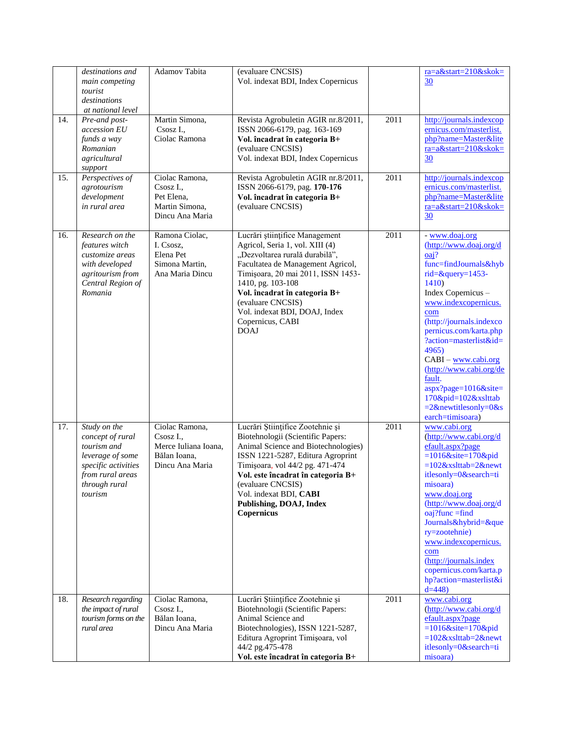| | | | | | |
|---|---|---|---|---|---|
| | *destinations and main competing tourist destinations at national level* | Adamov Tabita | (evaluare CNCSIS)<br>Vol. indexat BDI, Index Copernicus | | ra=a&start=210&skok=30 |
| 14. | *Pre-and post-accession EU funds a way Romanian agricultural support* | Martin Simona,<br>Csosz I.,<br>Ciolac Ramona | Revista Agrobuletin AGIR nr.8/2011, ISSN 2066-6179, pag. 163-169<br>**Vol. încadrat în categoria B+**<br>(evaluare CNCSIS)<br>Vol. indexat BDI, Index Copernicus | 2011 | http://journals.indexcopernicus.com/masterlist.php?name=Master&litera=a&start=210&skok=30 |
| 15. | *Perspectives of agrotourism development in rural area* | Ciolac Ramona,<br>Csosz I.,<br>Pet Elena,<br>Martin Simona,<br>Dincu Ana Maria | Revista Agrobuletin AGIR nr.8/2011, ISSN 2066-6179, pag. **170-176**<br>**Vol. încadrat în categoria B+**<br>(evaluare CNCSIS) | 2011 | http://journals.indexcopernicus.com/masterlist.php?name=Master&litera=a&start=210&skok=30 |
| 16. | *Research on the features witch customize areas with developed agritourism from Central Region of Romania* | Ramona Ciolac,<br>I. Csosz,<br>Elena Pet<br>Simona Martin,<br>Ana Maria Dincu | Lucrări ştiinţifice Management Agricol, Seria 1, vol. XIII (4) „Dezvoltarea rurală durabilă”, Facultatea de Management Agricol, Timişoara, 20 mai 2011, ISSN 1453-1410, pg. 103-108<br>**Vol. încadrat în categoria B+**<br>(evaluare CNCSIS)<br>Vol. indexat BDI, DOAJ, Index Copernicus, CABI<br>DOAJ | 2011 | - www.doaj.org (http://www.doaj.org/doaj?func=findJournals&hybrid=&query=1453-1410)<br>Index Copernicus – www.indexcopernicus.com (http://journals.indexcopernicus.com/karta.php?action=masterlist&id=4965)<br>CABI – www.cabi.org (http://www.cabi.org/default.aspx?page=1016&site=170&pid=102&xslttab=2&newtitlesonly=0&search=timisoara) |
| 17. | *Study on the concept of rural tourism and leverage of some specific activities from rural areas through rural tourism* | Ciolac Ramona,<br>Csosz I.,<br>Merce Iuliana Ioana,<br>Bălan Ioana,<br>Dincu Ana Maria | Lucrări Ştiinţifice Zootehnie şi Biotehnologii (Scientific Papers: Animal Science and Biotechnologies) ISSN 1221-5287, Editura Agroprint Timişoara, vol 44/2 pg. 471-474<br>**Vol. este încadrat în categoria B+**<br>(evaluare CNCSIS)<br>Vol. indexat BDI, **CABI Publishing, DOAJ, Index Copernicus** | 2011 | www.cabi.org (http://www.cabi.org/default.aspx?page=1016&site=170&pid=102&xslttab=2&newtitlesonly=0&search=timisoara)<br>www.doaj.org (http://www.doaj.org/doaj?func =find Journals&hybrid=&query=zootehnie)<br>www.indexcopernicus.com (http://journals.indexcopernicus.com/karta.php?action=masterlist&id=448) |
| 18. | *Research regarding the impact of rural tourism forms on the rural area* | Ciolac Ramona,<br>Csosz I.,<br>Bălan Ioana,<br>Dincu Ana Maria | Lucrări Ştiinţifice Zootehnie şi Biotehnologii (Scientific Papers: Animal Science and Biotechnologies), ISSN 1221-5287, Editura Agroprint Timişoara, vol 44/2 pg.475-478<br>**Vol. este încadrat în categoria B+** | 2011 | www.cabi.org (http://www.cabi.org/default.aspx?page=1016&site=170&pid=102&xslttab=2&newtitlesonly=0&search=timisoara) |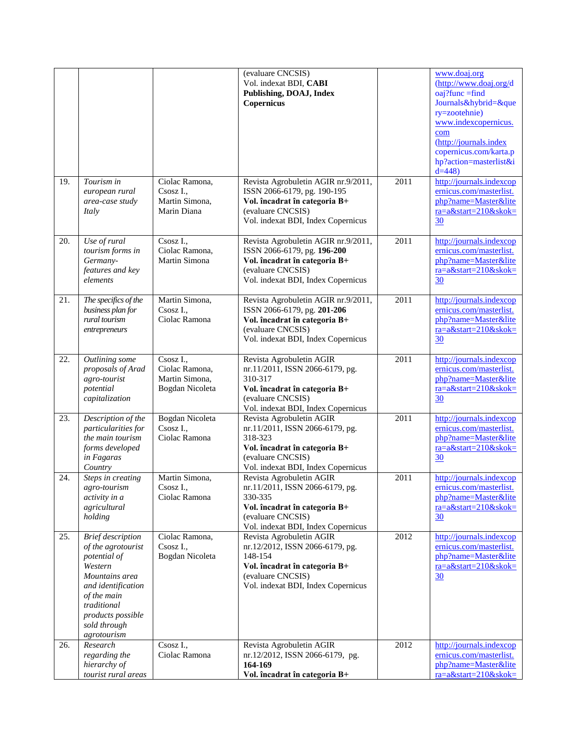| | | | (evaluare CNCSIS) Vol. indexat BDI, **CABI Publishing, DOAJ, Index Copernicus** | | www.doaj.org (http://www.doaj.org/doaj?func =find Journals&hybrid=&query=zootehnie) www.indexcopernicus.com (http://journals.indexcopernicus.com/karta.php?action=masterlist&id=448) |
|---|---|---|---|---|---|
| 19. | *Tourism in european rural area-case study Italy* | Ciolac Ramona, Csosz I., Martin Simona, Marin Diana | Revista Agrobuletin AGIR nr.9/2011, ISSN 2066-6179, pg. 190-195 **Vol. încadrat în categoria B+** (evaluare CNCSIS) Vol. indexat BDI, Index Copernicus | 2011 | http://journals.indexcopernicus.com/masterlist.php?name=Master&litera=a&start=210&skok=30 |
| 20. | *Use of rural tourism forms in Germany-features and key elements* | Csosz I., Ciolac Ramona, Martin Simona | Revista Agrobuletin AGIR nr.9/2011, ISSN 2066-6179, pg. **196-200** **Vol. încadrat în categoria B+** (evaluare CNCSIS) Vol. indexat BDI, Index Copernicus | 2011 | http://journals.indexcopernicus.com/masterlist.php?name=Master&litera=a&start=210&skok=30 |
| 21. | *The specifics of the business plan for rural tourism entrepreneurs* | Martin Simona, Csosz I., Ciolac Ramona | Revista Agrobuletin AGIR nr.9/2011, ISSN 2066-6179, pg. **201-206** **Vol. încadrat în categoria B+** (evaluare CNCSIS) Vol. indexat BDI, Index Copernicus | 2011 | http://journals.indexcopernicus.com/masterlist.php?name=Master&litera=a&start=210&skok=30 |
| 22. | *Outlining some proposals of Arad agro-tourist potential capitalization* | Csosz I., Ciolac Ramona, Martin Simona, Bogdan Nicoleta | Revista Agrobuletin AGIR nr.11/2011, ISSN 2066-6179, pg. 310-317 **Vol. încadrat în categoria B+** (evaluare CNCSIS) Vol. indexat BDI, Index Copernicus | 2011 | http://journals.indexcopernicus.com/masterlist.php?name=Master&litera=a&start=210&skok=30 |
| 23. | *Description of the particularities for the main tourism forms developed in Fagaras Country* | Bogdan Nicoleta Csosz I., Ciolac Ramona | Revista Agrobuletin AGIR nr.11/2011, ISSN 2066-6179, pg. 318-323 **Vol. încadrat în categoria B+** (evaluare CNCSIS) Vol. indexat BDI, Index Copernicus | 2011 | http://journals.indexcopernicus.com/masterlist.php?name=Master&litera=a&start=210&skok=30 |
| 24. | *Steps in creating agro-tourism activity in a agricultural holding* | Martin Simona, Csosz I., Ciolac Ramona | Revista Agrobuletin AGIR nr.11/2011, ISSN 2066-6179, pg. 330-335 **Vol. încadrat în categoria B+** (evaluare CNCSIS) Vol. indexat BDI, Index Copernicus | 2011 | http://journals.indexcopernicus.com/masterlist.php?name=Master&litera=a&start=210&skok=30 |
| 25. | *Brief description of the agrotourist potential of Western Mountains area and identification of the main traditional products possible sold through agrotourism* | Ciolac Ramona, Csosz I., Bogdan Nicoleta | Revista Agrobuletin AGIR nr.12/2012, ISSN 2066-6179, pg. 148-154 **Vol. încadrat în categoria B+** (evaluare CNCSIS) Vol. indexat BDI, Index Copernicus | 2012 | http://journals.indexcopernicus.com/masterlist.php?name=Master&litera=a&start=210&skok=30 |
| 26. | *Research regarding the hierarchy of tourist rural areas* | Csosz I., Ciolac Ramona | Revista Agrobuletin AGIR nr.12/2012, ISSN 2066-6179, pg. **164-169** **Vol. încadrat în categoria B+** | 2012 | http://journals.indexcopernicus.com/masterlist.php?name=Master&litera=a&start=210&skok= |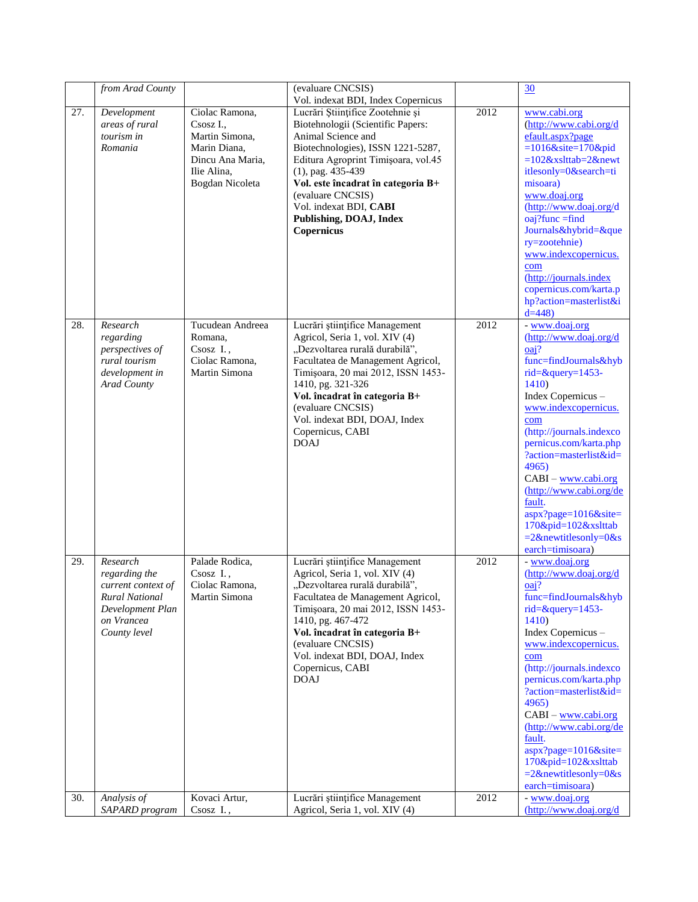|  | *from Arad County* |  | (evaluare CNCSIS)<br>Vol. indexat BDI, Index Copernicus |  | 30 |
|---|---|---|---|---|---|
| 27. | *Development areas of rural tourism in Romania* | Ciolac Ramona, Csosz I., Martin Simona, Marin Diana, Dincu Ana Maria, Ilie Alina, Bogdan Nicoleta | Lucrări Ştiinţifice Zootehnie şi Biotehnologii (Scientific Papers: Animal Science and Biotechnologies), ISSN 1221-5287, Editura Agroprint Timişoara, vol.45 (1), pag. 435-439<br>**Vol. este încadrat în categoria B+** (evaluare CNCSIS)<br>Vol. indexat BDI, **CABI Publishing, DOAJ, Index Copernicus** | 2012 | www.cabi.org (http://www.cabi.org/default.aspx?page=1016&site=170&pid=102&xslttab=2&newtitlesonly=0&search=timisoara)<br>www.doaj.org (http://www.doaj.org/doaj?func =find Journals&hybrid=&query=zootehnie)<br>www.indexcopernicus.com (http://journals.indexcopernicus.com/karta.php?action=masterlist&id=448) |
| 28. | *Research regarding perspectives of rural tourism development in Arad County* | Tucudean Andreea Romana, Csosz I., Ciolac Ramona, Martin Simona | Lucrări ştiinţifice Management Agricol, Seria 1, vol. XIV (4) „Dezvoltarea rurală durabilă", Facultatea de Management Agricol, Timişoara, 20 mai 2012, ISSN 1453-1410, pg. 321-326<br>**Vol. încadrat în categoria B+** (evaluare CNCSIS)<br>Vol. indexat BDI, DOAJ, Index Copernicus, CABI<br>DOAJ | 2012 | - www.doaj.org (http://www.doaj.org/doaj?func=findJournals&hybrid=&query=1453-1410)<br>Index Copernicus – www.indexcopernicus.com (http://journals.indexcopernicus.com/karta.php?action=masterlist&id=4965)<br>CABI – www.cabi.org (http://www.cabi.org/default.aspx?page=1016&site=170&pid=102&xslttab=2&newtitlesonly=0&search=timisoara) |
| 29. | *Research regarding the current context of Rural National Development Plan on Vrancea County level* | Palade Rodica, Csosz I., Ciolac Ramona, Martin Simona | Lucrări ştiinţifice Management Agricol, Seria 1, vol. XIV (4) „Dezvoltarea rurală durabilă", Facultatea de Management Agricol, Timişoara, 20 mai 2012, ISSN 1453-1410, pg. 467-472<br>**Vol. încadrat în categoria B+** (evaluare CNCSIS)<br>Vol. indexat BDI, DOAJ, Index Copernicus, CABI<br>DOAJ | 2012 | - www.doaj.org (http://www.doaj.org/doaj?func=findJournals&hybrid=&query=1453-1410)<br>Index Copernicus – www.indexcopernicus.com (http://journals.indexcopernicus.com/karta.php?action=masterlist&id=4965)<br>CABI – www.cabi.org (http://www.cabi.org/default.aspx?page=1016&site=170&pid=102&xslttab=2&newtitlesonly=0&search=timisoara) |
| 30. | *Analysis of SAPARD program* | Kovaci Artur, Csosz I., | Lucrări ştiinţifice Management Agricol, Seria 1, vol. XIV (4) | 2012 | - www.doaj.org (http://www.doaj.org/d |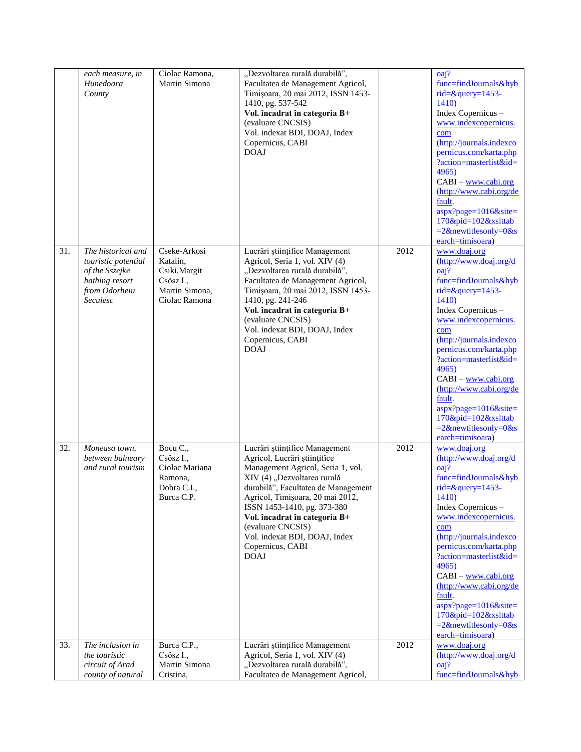| | | | | | |
|---|---|---|---|---|---|
| | *each measure, in Hunedoara County* | Ciolac Ramona, Martin Simona | „Dezvoltarea rurală durabilă", Facultatea de Management Agricol, Timişoara, 20 mai 2012, ISSN 1453-1410, pg. 537-542 **Vol. încadrat în categoria B+** (evaluare CNCSIS) Vol. indexat BDI, DOAJ, Index Copernicus, CABI DOAJ | | oaj? func=findJournals&hybrid=&query=1453-1410) Index Copernicus – www.indexcopernicus.com (http://journals.indexcopernicus.com/karta.php?action=masterlist&id=4965) CABI – www.cabi.org (http://www.cabi.org/default.aspx?page=1016&site=170&pid=102&xslttab=2&newtitlesonly=0&search=timisoara) |
| 31. | *The historical and touristic potential of the Sszejke bathing resort from Odorheiu Secuiesc* | Cseke-Arkosi Katalin, Csiki,Margit Csösz I., Martin Simona, Ciolac Ramona | Lucrări ştiinţifice Management Agricol, Seria 1, vol. XIV (4) „Dezvoltarea rurală durabilă", Facultatea de Management Agricol, Timişoara, 20 mai 2012, ISSN 1453-1410, pg. 241-246 **Vol. încadrat în categoria B+** (evaluare CNCSIS) Vol. indexat BDI, DOAJ, Index Copernicus, CABI DOAJ | 2012 | www.doaj.org (http://www.doaj.org/doaj? func=findJournals&hybrid=&query=1453-1410) Index Copernicus – www.indexcopernicus.com (http://journals.indexcopernicus.com/karta.php?action=masterlist&id=4965) CABI – www.cabi.org (http://www.cabi.org/default.aspx?page=1016&site=170&pid=102&xslttab=2&newtitlesonly=0&search=timisoara) |
| 32. | *Moneasa town, between balneary and rural tourism* | Bocu C., Csösz I., Ciolac Mariana Ramona, Dobra C.I., Burca C.P. | Lucrări ştiinţifice Management Agricol, Lucrări ştiinţifice Management Agricol, Seria 1, vol. XIV (4) „Dezvoltarea rurală durabilă", Facultatea de Management Agricol, Timişoara, 20 mai 2012, ISSN 1453-1410, pg. 373-380 **Vol. încadrat în categoria B+** (evaluare CNCSIS) Vol. indexat BDI, DOAJ, Index Copernicus, CABI DOAJ | 2012 | www.doaj.org (http://www.doaj.org/doaj? func=findJournals&hybrid=&query=1453-1410) Index Copernicus – www.indexcopernicus.com (http://journals.indexcopernicus.com/karta.php?action=masterlist&id=4965) CABI – www.cabi.org (http://www.cabi.org/default.aspx?page=1016&site=170&pid=102&xslttab=2&newtitlesonly=0&search=timisoara) |
| 33. | *The inclusion in the touristic circuit of Arad county of natural* | Burca C.P., Csösz I., Martin Simona Cristina, | Lucrări ştiinţifice Management Agricol, Seria 1, vol. XIV (4) „Dezvoltarea rurală durabilă", Facultatea de Management Agricol, | 2012 | www.doaj.org (http://www.doaj.org/doaj? func=findJournals&hyb |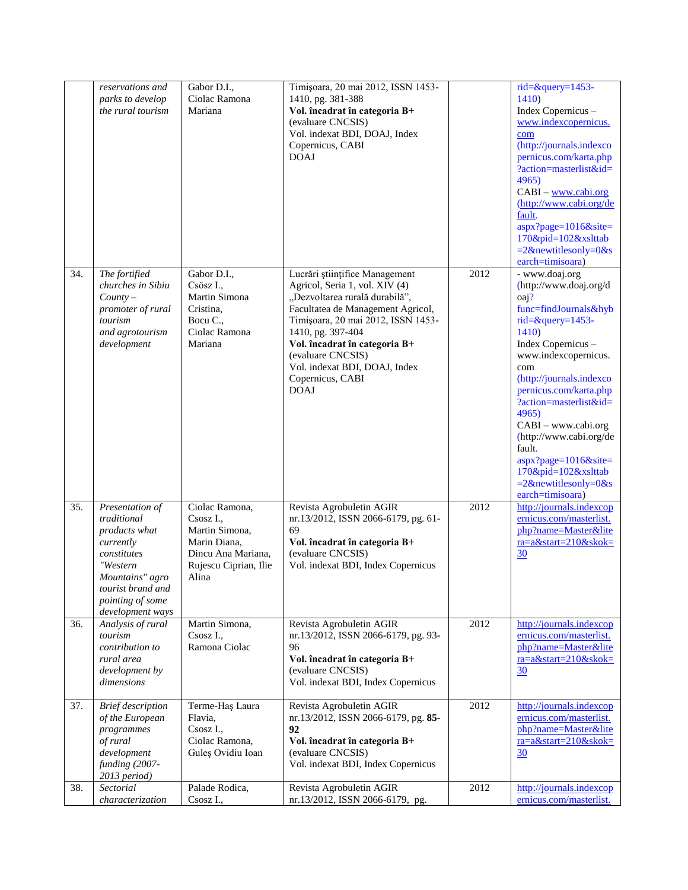| | | | | | |
|---|---|---|---|---|---|
| | *reservations and parks to develop the rural tourism* | Gabor D.I., Ciolac Ramona Mariana | Timişoara, 20 mai 2012, ISSN 1453-1410, pg. 381-388<br>**Vol. încadrat în categoria B+** (evaluare CNCSIS)<br>Vol. indexat BDI, DOAJ, Index Copernicus, CABI<br>DOAJ | | rid=&query=1453-1410)<br>Index Copernicus – www.indexcopernicus.com (http://journals.indexcopernicus.com/karta.php?action=masterlist&id=4965)<br>CABI – www.cabi.org (http://www.cabi.org/default.aspx?page=1016&site=170&pid=102&xslttab=2&newtitlesonly=0&search=timisoara) |
| 34. | *The fortified churches in Sibiu County – promoter of rural tourism and agrotourism development* | Gabor D.I., Csösz I., Martin Simona Cristina, Bocu C., Ciolac Ramona Mariana | Lucrări ştiinţifice Management Agricol, Seria 1, vol. XIV (4) „Dezvoltarea rurală durabilă", Facultatea de Management Agricol, Timişoara, 20 mai 2012, ISSN 1453-1410, pg. 397-404<br>**Vol. încadrat în categoria B+** (evaluare CNCSIS)<br>Vol. indexat BDI, DOAJ, Index Copernicus, CABI<br>DOAJ | 2012 | - www.doaj.org (http://www.doaj.org/doaj?func=findJournals&hybrid=&query=1453-1410)<br>Index Copernicus – www.indexcopernicus.com (http://journals.indexcopernicus.com/karta.php?action=masterlist&id=4965)<br>CABI – www.cabi.org (http://www.cabi.org/default.aspx?page=1016&site=170&pid=102&xslttab=2&newtitlesonly=0&search=timisoara) |
| 35. | *Presentation of traditional products what currently constitutes "Western Mountains" agro tourist brand and pointing of some development ways* | Ciolac Ramona, Csosz I., Martin Simona, Marin Diana, Dincu Ana Mariana, Rujescu Ciprian, Ilie Alina | Revista Agrobuletin AGIR nr.13/2012, ISSN 2066-6179, pg. 61-69<br>**Vol. încadrat în categoria B+** (evaluare CNCSIS)<br>Vol. indexat BDI, Index Copernicus | 2012 | http://journals.indexcopernicus.com/masterlist.php?name=Master&litera=a&start=210&skok=30 |
| 36. | *Analysis of rural tourism contribution to rural area development by dimensions* | Martin Simona, Csosz I., Ramona Ciolac | Revista Agrobuletin AGIR nr.13/2012, ISSN 2066-6179, pg. 93-96<br>**Vol. încadrat în categoria B+** (evaluare CNCSIS)<br>Vol. indexat BDI, Index Copernicus | 2012 | http://journals.indexcopernicus.com/masterlist.php?name=Master&litera=a&start=210&skok=30 |
| 37. | *Brief description of the European programmes of rural development funding (2007-2013 period)* | Terme-Haş Laura Flavia, Csosz I., Ciolac Ramona, Guleş Ovidiu Ioan | Revista Agrobuletin AGIR nr.13/2012, ISSN 2066-6179, pg. **85-92**<br>**Vol. încadrat în categoria B+** (evaluare CNCSIS)<br>Vol. indexat BDI, Index Copernicus | 2012 | http://journals.indexcopernicus.com/masterlist.php?name=Master&litera=a&start=210&skok=30 |
| 38. | *Sectorial characterization* | Palade Rodica, Csosz I., | Revista Agrobuletin AGIR nr.13/2012, ISSN 2066-6179, pg. | 2012 | http://journals.indexcopernicus.com/masterlist. |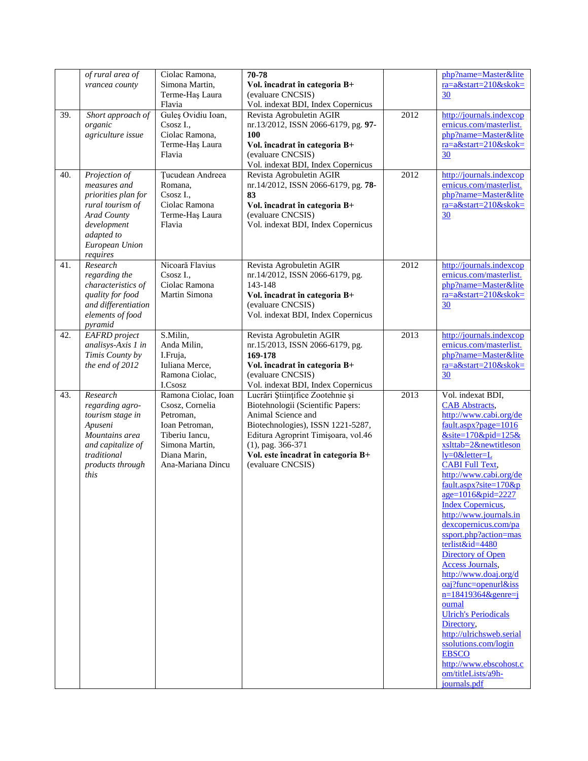| | | | | | |
|---|---|---|---|---|---|
| | *of rural area of vrancea county* | Ciolac Ramona, Simona Martin, Terme-Haş Laura Flavia | **70-78**<br>**Vol. încadrat în categoria B+** (evaluare CNCSIS)<br>Vol. indexat BDI, Index Copernicus | | php?name=Master&litera=a&start=210&skok=30 |
| 39. | *Short approach of organic agriculture issue* | Guleş Ovidiu Ioan, Csosz I., Ciolac Ramona, Terme-Haş Laura Flavia | Revista Agrobuletin AGIR nr.13/2012, ISSN 2066-6179, pg. **97-100**<br>**Vol. încadrat în categoria B+** (evaluare CNCSIS)<br>Vol. indexat BDI, Index Copernicus | 2012 | http://journals.indexcopernicus.com/masterlist.php?name=Master&litera=a&start=210&skok=30 |
| 40. | *Projection of measures and priorities plan for rural tourism of Arad County development adapted to European Union requires* | Ţucudean Andreea Romana, Csosz I., Ciolac Ramona Terme-Haş Laura Flavia | Revista Agrobuletin AGIR nr.14/2012, ISSN 2066-6179, pg. **78-83**<br>**Vol. încadrat în categoria B+** (evaluare CNCSIS)<br>Vol. indexat BDI, Index Copernicus | 2012 | http://journals.indexcopernicus.com/masterlist.php?name=Master&litera=a&start=210&skok=30 |
| 41. | *Research regarding the characteristics of quality for food and differentiation elements of food pyramid* | Nicoară Flavius Csosz I., Ciolac Ramona Martin Simona | Revista Agrobuletin AGIR nr.14/2012, ISSN 2066-6179, pg. 143-148<br>**Vol. încadrat în categoria B+** (evaluare CNCSIS)<br>Vol. indexat BDI, Index Copernicus | 2012 | http://journals.indexcopernicus.com/masterlist.php?name=Master&litera=a&start=210&skok=30 |
| 42. | *EAFRD project analisys-Axis 1 in Timis County by the end of 2012* | S.Milin, Anda Milin, I.Fruja, Iuliana Merce, Ramona Ciolac, I.Csosz | Revista Agrobuletin AGIR nr.15/2013, ISSN 2066-6179, pg. **169-178**<br>**Vol. încadrat în categoria B+** (evaluare CNCSIS)<br>Vol. indexat BDI, Index Copernicus | 2013 | http://journals.indexcopernicus.com/masterlist.php?name=Master&litera=a&start=210&skok=30 |
| 43. | *Research regarding agro-tourism stage in Apuseni Mountains area and capitalize of traditional products through this* | Ramona Ciolac, Ioan Csosz, Cornelia Petroman, Ioan Petroman, Tiberiu Iancu, Simona Martin, Diana Marin, Ana-Mariana Dincu | Lucrări Ştiinţifice Zootehnie şi Biotehnologii (Scientific Papers: Animal Science and Biotechnologies), ISSN 1221-5287, Editura Agroprint Timişoara, vol.46 (1), pag. 366-371<br>**Vol. este încadrat în categoria B+** (evaluare CNCSIS) | 2013 | Vol. indexat BDI, CAB Abstracts, http://www.cabi.org/default.aspx?page=1016&site=170&pid=125&xslttab=2&newtitlesonly=0&letter=L<br>CABI Full Text, http://www.cabi.org/default.aspx?site=170&page=1016&pid=2227<br>Index Copernicus, http://www.journals.indexcopernicus.com/passport.php?action=masterlist&id=4480<br>Directory of Open Access Journals, http://www.doaj.org/doaj?func=openurl&issn=18419364&genre=journal<br>Ulrich's Periodicals Directory, http://ulrichsweb.serialssolutions.com/login<br>EBSCO http://www.ebscohost.com/titleLists/a9h-journals.pdf |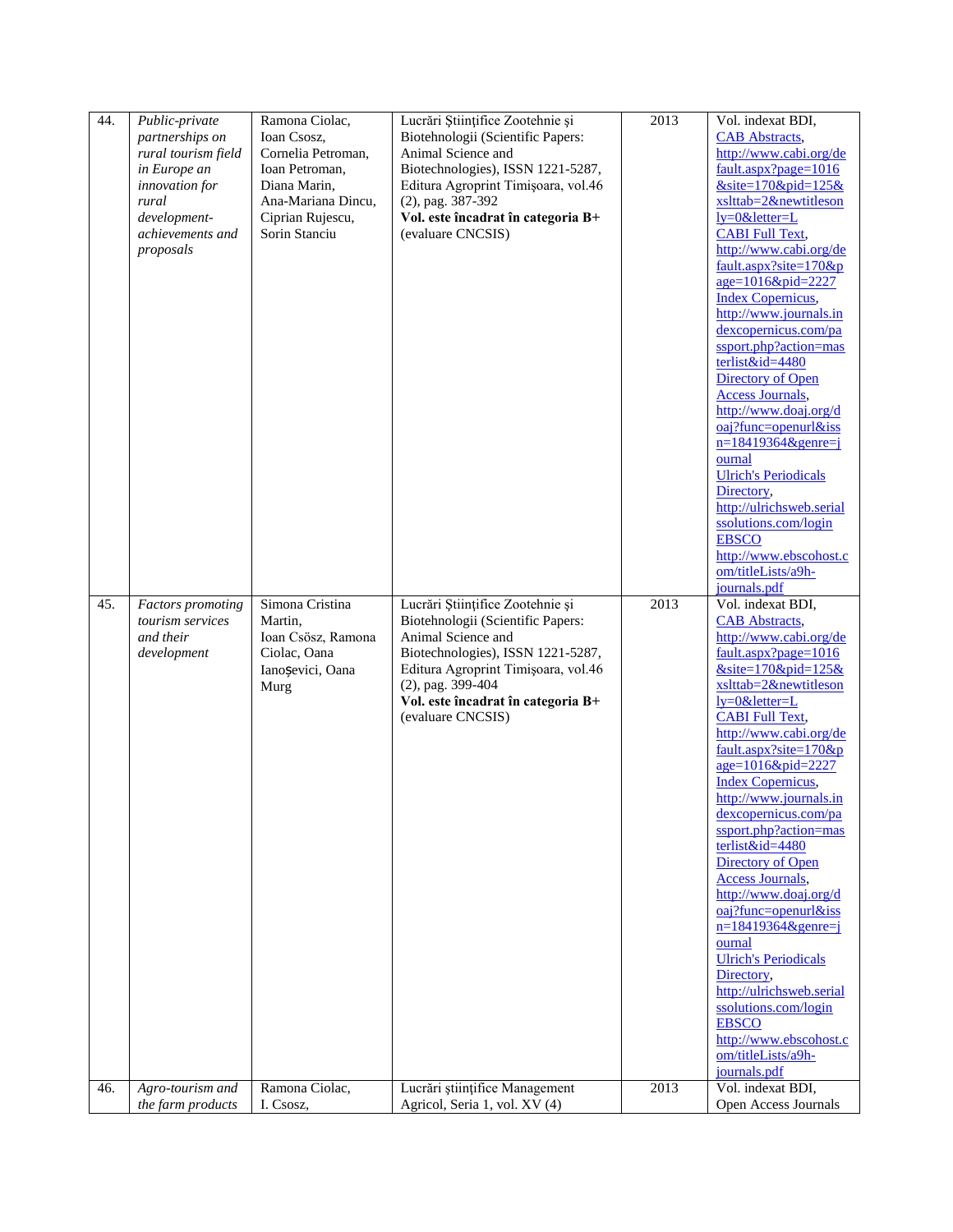| | | | | | |
|---|---|---|---|---|---|
| 44. | *Public-private partnerships on rural tourism field in Europe an innovation for rural development- achievements and proposals* | Ramona Ciolac, Ioan Csosz, Cornelia Petroman, Ioan Petroman, Diana Marin, Ana-Mariana Dincu, Ciprian Rujescu, Sorin Stanciu | Lucrări Ştiinţifice Zootehnie şi Biotehnologii (Scientific Papers: Animal Science and Biotechnologies), ISSN 1221-5287, Editura Agroprint Timişoara, vol.46 (2), pag. 387-392 **Vol. este încadrat în categoria B+** (evaluare CNCSIS) | 2013 | Vol. indexat BDI, CAB Abstracts, http://www.cabi.org/default.aspx?page=1016&site=170&pid=125&xslttab=2&newtitleonly=0&letter=L CABI Full Text, http://www.cabi.org/default.aspx?site=170&page=1016&pid=2227 Index Copernicus, http://www.journals.indexcopernicus.com/passport.php?action=masterlist&id=4480 Directory of Open Access Journals, http://www.doaj.org/doaj?func=openurl&issn=18419364&genre=journal Ulrich's Periodicals Directory, http://ulrichsweb.serialssolutions.com/login EBSCO http://www.ebscohost.com/titleLists/a9h-journals.pdf |
| 45. | *Factors promoting tourism services and their development* | Simona Cristina Martin, Ioan Csösz, Ramona Ciolac, Oana Ianoşevici, Oana Murg | Lucrări Ştiinţifice Zootehnie şi Biotehnologii (Scientific Papers: Animal Science and Biotechnologies), ISSN 1221-5287, Editura Agroprint Timişoara, vol.46 (2), pag. 399-404 **Vol. este încadrat în categoria B+** (evaluare CNCSIS) | 2013 | Vol. indexat BDI, CAB Abstracts, http://www.cabi.org/default.aspx?page=1016&site=170&pid=125&xslttab=2&newtitleonly=0&letter=L CABI Full Text, http://www.cabi.org/default.aspx?site=170&page=1016&pid=2227 Index Copernicus, http://www.journals.indexcopernicus.com/passport.php?action=masterlist&id=4480 Directory of Open Access Journals, http://www.doaj.org/doaj?func=openurl&issn=18419364&genre=journal Ulrich's Periodicals Directory, http://ulrichsweb.serialssolutions.com/login EBSCO http://www.ebscohost.com/titleLists/a9h-journals.pdf |
| 46. | *Agro-tourism and the farm products* | Ramona Ciolac, I. Csosz, | Lucrări ştiinţifice Management Agricol, Seria 1, vol. XV (4) | 2013 | Vol. indexat BDI, Open Access Journals |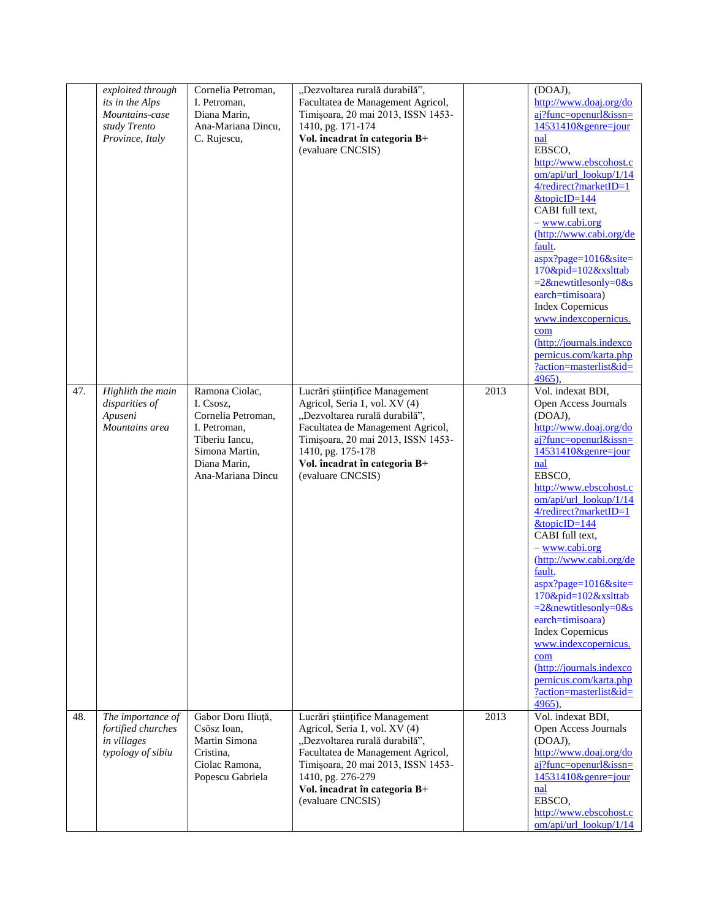|  | *exploited through its in the Alps Mountains-case study Trento Province, Italy* | Cornelia Petroman, I. Petroman, Diana Marin, Ana-Mariana Dincu, C. Rujescu, | „Dezvoltarea rurală durabilă", Facultatea de Management Agricol, Timişoara, 20 mai 2013, ISSN 1453-1410, pg. 171-174 **Vol. încadrat în categoria B+** (evaluare CNCSIS) |  | (DOAJ), http://www.doaj.org/doaj?func=openurl&issn=14531410&genre=journal EBSCO, http://www.ebscohost.com/api/url_lookup/1/144/redirect?marketID=1&topicID=144 CABI full text, – www.cabi.org (http://www.cabi.org/default.aspx?page=1016&site=170&pid=102&xslttab=2&newtitlesonly=0&search=timisoara) Index Copernicus www.indexcopernicus.com (http://journals.indexcopernicus.com/karta.php?action=masterlist&id=4965), |
|---|---|---|---|---|---|
| 47. | *Highlith the main disparities of Apuseni Mountains area* | Ramona Ciolac, I. Csosz, Cornelia Petroman, I. Petroman, Tiberiu Iancu, Simona Martin, Diana Marin, Ana-Mariana Dincu | Lucrări ştiinţifice Management Agricol, Seria 1, vol. XV (4) „Dezvoltarea rurală durabilă", Facultatea de Management Agricol, Timişoara, 20 mai 2013, ISSN 1453-1410, pg. 175-178 **Vol. încadrat în categoria B+** (evaluare CNCSIS) | 2013 | Vol. indexat BDI, Open Access Journals (DOAJ), http://www.doaj.org/doaj?func=openurl&issn=14531410&genre=journal EBSCO, http://www.ebscohost.com/api/url_lookup/1/144/redirect?marketID=1&topicID=144 CABI full text, – www.cabi.org (http://www.cabi.org/default.aspx?page=1016&site=170&pid=102&xslttab=2&newtitlesonly=0&search=timisoara) Index Copernicus www.indexcopernicus.com (http://journals.indexcopernicus.com/karta.php?action=masterlist&id=4965), |
| 48. | *The importance of fortified churches in villages typology of sibiu* | Gabor Doru Iliuţă, Csösz Ioan, Martin Simona Cristina, Ciolac Ramona, Popescu Gabriela | Lucrări ştiinţifice Management Agricol, Seria 1, vol. XV (4) „Dezvoltarea rurală durabilă", Facultatea de Management Agricol, Timişoara, 20 mai 2013, ISSN 1453-1410, pg. 276-279 **Vol. încadrat în categoria B+** (evaluare CNCSIS) | 2013 | Vol. indexat BDI, Open Access Journals (DOAJ), http://www.doaj.org/doaj?func=openurl&issn=14531410&genre=journal EBSCO, http://www.ebscohost.com/api/url_lookup/1/14 |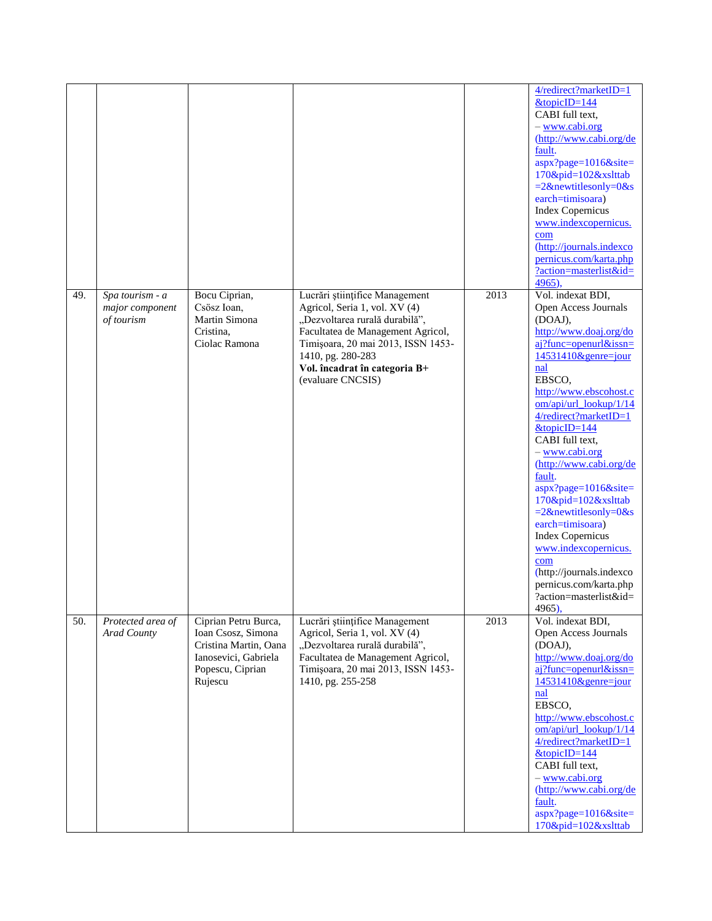| | | | | | |
|---|---|---|---|---|---|
| | | | | | 4/redirect?marketID=1 &topicID=144 CABI full text, – www.cabi.org (http://www.cabi.org/default. aspx?page=1016&site=170&pid=102&xslttab=2&newtitlesonly=0&search=timisoara) Index Copernicus www.indexcopernicus.com (http://journals.indexcopernicus.com/karta.php?action=masterlist&id=4965), |
| 49. | *Spa tourism - a major component of tourism* | Bocu Ciprian, Csösz Ioan, Martin Simona Cristina, Ciolac Ramona | Lucrări ştiinţifice Management Agricol, Seria 1, vol. XV (4) „Dezvoltarea rurală durabilă”, Facultatea de Management Agricol, Timişoara, 20 mai 2013, ISSN 1453-1410, pg. 280-283 **Vol. încadrat în categoria B+** (evaluare CNCSIS) | 2013 | Vol. indexat BDI, Open Access Journals (DOAJ), http://www.doaj.org/doaj?func=openurl&issn=14531410&genre=journal EBSCO, http://www.ebscohost.com/api/url_lookup/1/14/redirect?marketID=1&topicID=144 CABI full text, – www.cabi.org (http://www.cabi.org/default. aspx?page=1016&site=170&pid=102&xslttab=2&newtitlesonly=0&search=timisoara) Index Copernicus www.indexcopernicus.com (http://journals.indexcopernicus.com/karta.php?action=masterlist&id=4965), |
| 50. | *Protected area of Arad County* | Ciprian Petru Burca, Ioan Csosz, Simona Cristina Martin, Oana Ianosevici, Gabriela Popescu, Ciprian Rujescu | Lucrări ştiinţifice Management Agricol, Seria 1, vol. XV (4) „Dezvoltarea rurală durabilă”, Facultatea de Management Agricol, Timişoara, 20 mai 2013, ISSN 1453-1410, pg. 255-258 | 2013 | Vol. indexat BDI, Open Access Journals (DOAJ), http://www.doaj.org/doaj?func=openurl&issn=14531410&genre=journal EBSCO, http://www.ebscohost.com/api/url_lookup/1/14/redirect?marketID=1&topicID=144 CABI full text, – www.cabi.org (http://www.cabi.org/default. aspx?page=1016&site=170&pid=102&xslttab |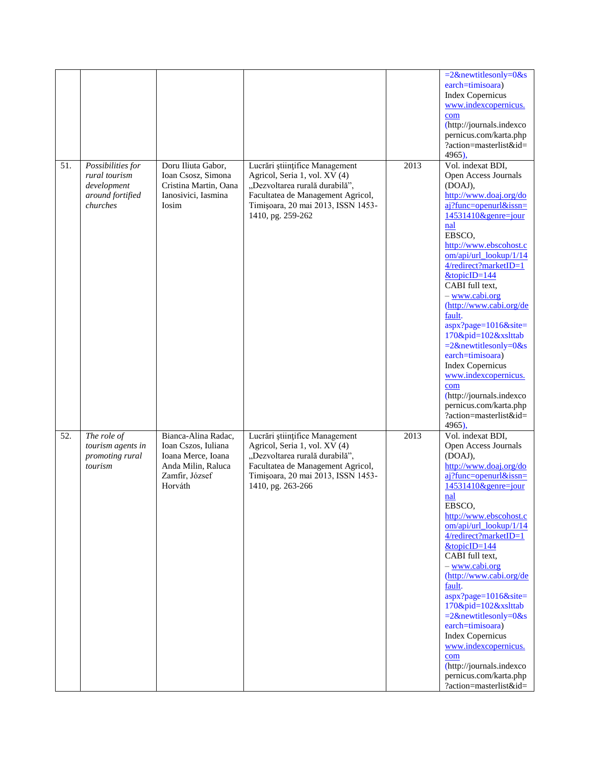| | | | | | |
|---|---|---|---|---|---|
| | | | | | =2&newtitlesonly=0&search=timisoara) Index Copernicus www.indexcopernicus.com (http://journals.indexcopernicus.com/karta.php?action=masterlist&id=4965), |
| 51. | *Possibilities for rural tourism development around fortified churches* | Doru Iliuta Gabor, Ioan Csosz, Simona Cristina Martin, Oana Ianosivici, Iasmina Iosim | Lucrări ştiinţifice Management Agricol, Seria 1, vol. XV (4) „Dezvoltarea rurală durabilă", Facultatea de Management Agricol, Timişoara, 20 mai 2013, ISSN 1453-1410, pg. 259-262 | 2013 | Vol. indexat BDI, Open Access Journals (DOAJ), http://www.doaj.org/doaj?func=openurl&issn=14531410&genre=journal EBSCO, http://www.ebscohost.com/api/url_lookup/1/144/redirect?marketID=1&topicID=144 CABI full text, – www.cabi.org (http://www.cabi.org/default.aspx?page=1016&site=170&pid=102&xslttab=2&newtitlesonly=0&search=timisoara) Index Copernicus www.indexcopernicus.com (http://journals.indexcopernicus.com/karta.php?action=masterlist&id=4965), |
| 52. | *The role of tourism agents in promoting rural tourism* | Bianca-Alina Radac, Ioan Cszos, Iuliana Ioana Merce, Ioana Anda Milin, Raluca Zamfir, József Horváth | Lucrări ştiinţifice Management Agricol, Seria 1, vol. XV (4) „Dezvoltarea rurală durabilă", Facultatea de Management Agricol, Timişoara, 20 mai 2013, ISSN 1453-1410, pg. 263-266 | 2013 | Vol. indexat BDI, Open Access Journals (DOAJ), http://www.doaj.org/doaj?func=openurl&issn=14531410&genre=journal EBSCO, http://www.ebscohost.com/api/url_lookup/1/144/redirect?marketID=1&topicID=144 CABI full text, – www.cabi.org (http://www.cabi.org/default.aspx?page=1016&site=170&pid=102&xslttab=2&newtitlesonly=0&search=timisoara) Index Copernicus www.indexcopernicus.com (http://journals.indexcopernicus.com/karta.php?action=masterlist&id= |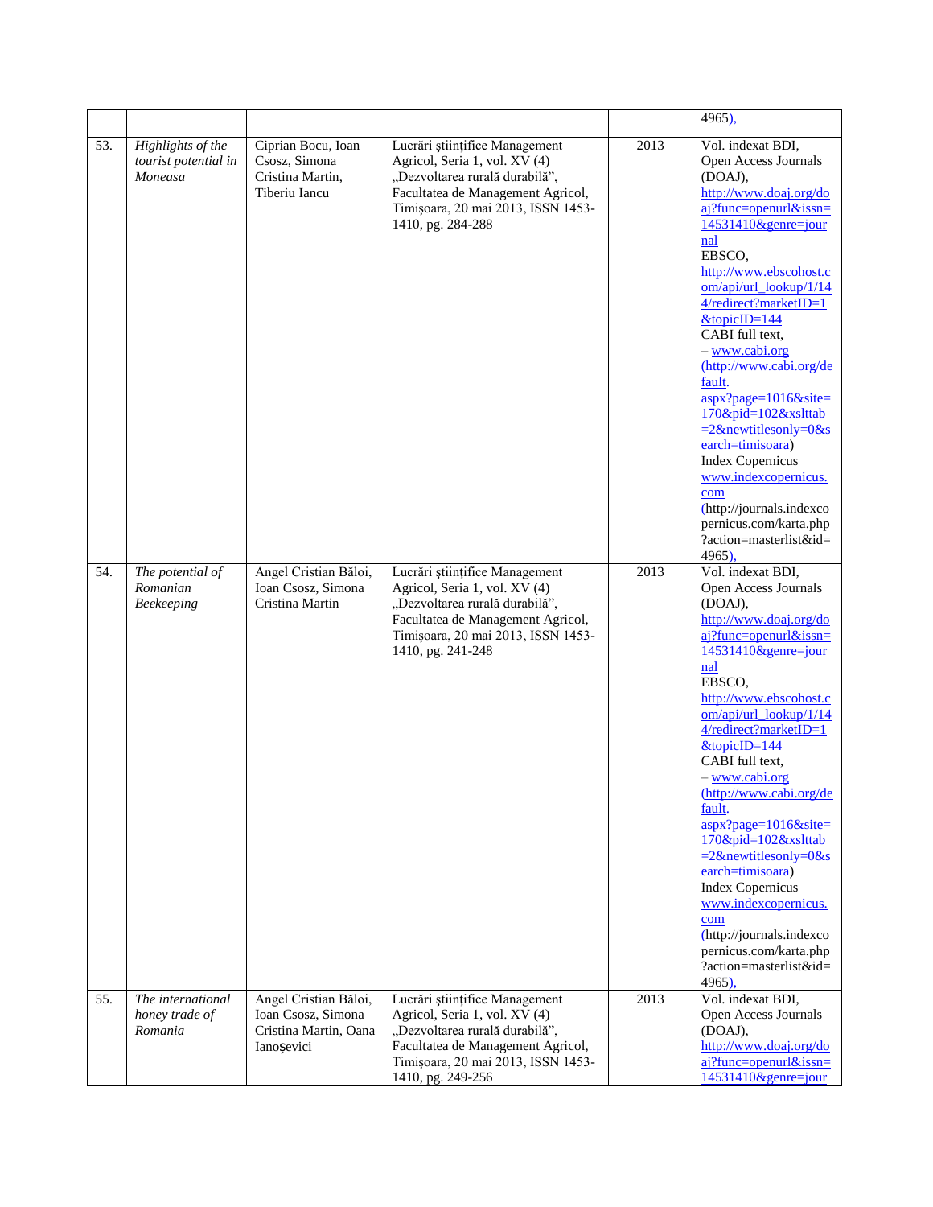| | | | | | 4965), |
|---|---|---|---|---|---|
| 53. | *Highlights of the tourist potential in Moneasa* | Ciprian Bocu, Ioan Csosz, Simona Cristina Martin, Tiberiu Iancu | Lucrări științifice Management Agricol, Seria 1, vol. XV (4) „Dezvoltarea rurală durabilă", Facultatea de Management Agricol, Timișoara, 20 mai 2013, ISSN 1453-1410, pg. 284-288 | 2013 | Vol. indexat BDI, Open Access Journals (DOAJ), http://www.doaj.org/doaj?func=openurl&issn=14531410&genre=journal EBSCO, http://www.ebscohost.com/api/url_lookup/1/144/redirect?marketID=1&topicID=144 CABI full text, – www.cabi.org (http://www.cabi.org/default.aspx?page=1016&site=170&pid=102&xslttab=2&newtitlesonly=0&search=timisoara) Index Copernicus www.indexcopernicus.com (http://journals.indexcopernicus.com/karta.php?action=masterlist&id=4965), |
| 54. | *The potential of Romanian Beekeeping* | Angel Cristian Băloi, Ioan Csosz, Simona Cristina Martin | Lucrări științifice Management Agricol, Seria 1, vol. XV (4) „Dezvoltarea rurală durabilă", Facultatea de Management Agricol, Timișoara, 20 mai 2013, ISSN 1453-1410, pg. 241-248 | 2013 | Vol. indexat BDI, Open Access Journals (DOAJ), http://www.doaj.org/doaj?func=openurl&issn=14531410&genre=journal EBSCO, http://www.ebscohost.com/api/url_lookup/1/144/redirect?marketID=1&topicID=144 CABI full text, – www.cabi.org (http://www.cabi.org/default.aspx?page=1016&site=170&pid=102&xslttab=2&newtitlesonly=0&search=timisoara) Index Copernicus www.indexcopernicus.com (http://journals.indexcopernicus.com/karta.php?action=masterlist&id=4965), |
| 55. | *The international honey trade of Romania* | Angel Cristian Băloi, Ioan Csosz, Simona Cristina Martin, Oana Ianoșevici | Lucrări științifice Management Agricol, Seria 1, vol. XV (4) „Dezvoltarea rurală durabilă", Facultatea de Management Agricol, Timișoara, 20 mai 2013, ISSN 1453-1410, pg. 249-256 | 2013 | Vol. indexat BDI, Open Access Journals (DOAJ), http://www.doaj.org/doaj?func=openurl&issn=14531410&genre=jour |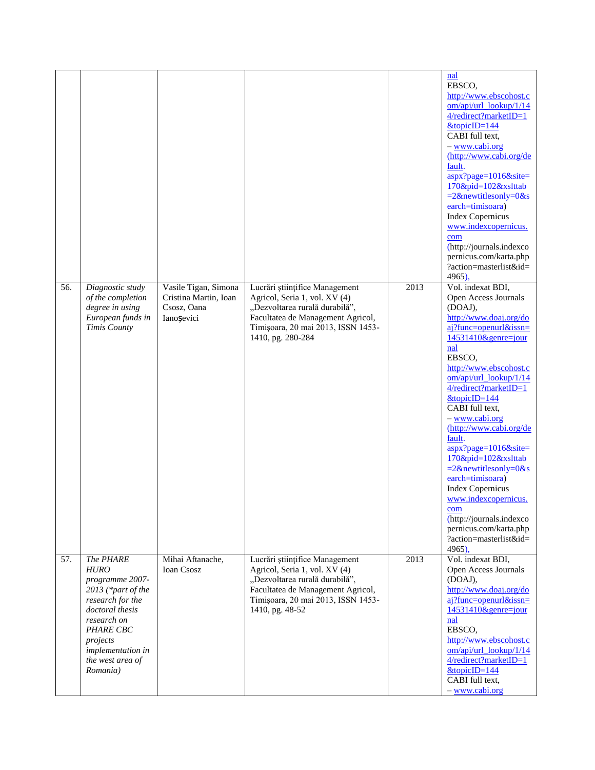| | | | | | |
|---|---|---|---|---|---|
| | | | | | nal EBSCO, http://www.ebscohost.com/api/url_lookup/1/144/redirect?marketID=1&topicID=144 CABI full text, – www.cabi.org (http://www.cabi.org/default.aspx?page=1016&site=170&pid=102&xslttab=2&newtitlesonly=0&search=timisoara) Index Copernicus www.indexcopernicus.com (http://journals.indexcopernicus.com/karta.php?action=masterlist&id=4965), |
| 56. | *Diagnostic study of the completion degree in using European funds in Timis County* | Vasile Tigan, Simona Cristina Martin, Ioan Csosz, Oana Ianoşevici | Lucrări ştiinţifice Management Agricol, Seria 1, vol. XV (4) „Dezvoltarea rurală durabilă", Facultatea de Management Agricol, Timişoara, 20 mai 2013, ISSN 1453-1410, pg. 280-284 | 2013 | Vol. indexat BDI, Open Access Journals (DOAJ), http://www.doaj.org/doaj?func=openurl&issn=14531410&genre=journal EBSCO, http://www.ebscohost.com/api/url_lookup/1/144/redirect?marketID=1&topicID=144 CABI full text, – www.cabi.org (http://www.cabi.org/default.aspx?page=1016&site=170&pid=102&xslttab=2&newtitlesonly=0&search=timisoara) Index Copernicus www.indexcopernicus.com (http://journals.indexcopernicus.com/karta.php?action=masterlist&id=4965), |
| 57. | *The PHARE HURO programme 2007-2013 (\*part of the research for the doctoral thesis research on PHARE CBC projects implementation in the west area of Romania)* | Mihai Aftanache, Ioan Csosz | Lucrări ştiinţifice Management Agricol, Seria 1, vol. XV (4) „Dezvoltarea rurală durabilă", Facultatea de Management Agricol, Timişoara, 20 mai 2013, ISSN 1453-1410, pg. 48-52 | 2013 | Vol. indexat BDI, Open Access Journals (DOAJ), http://www.doaj.org/doaj?func=openurl&issn=14531410&genre=journal EBSCO, http://www.ebscohost.com/api/url_lookup/1/144/redirect?marketID=1&topicID=144 CABI full text, – www.cabi.org |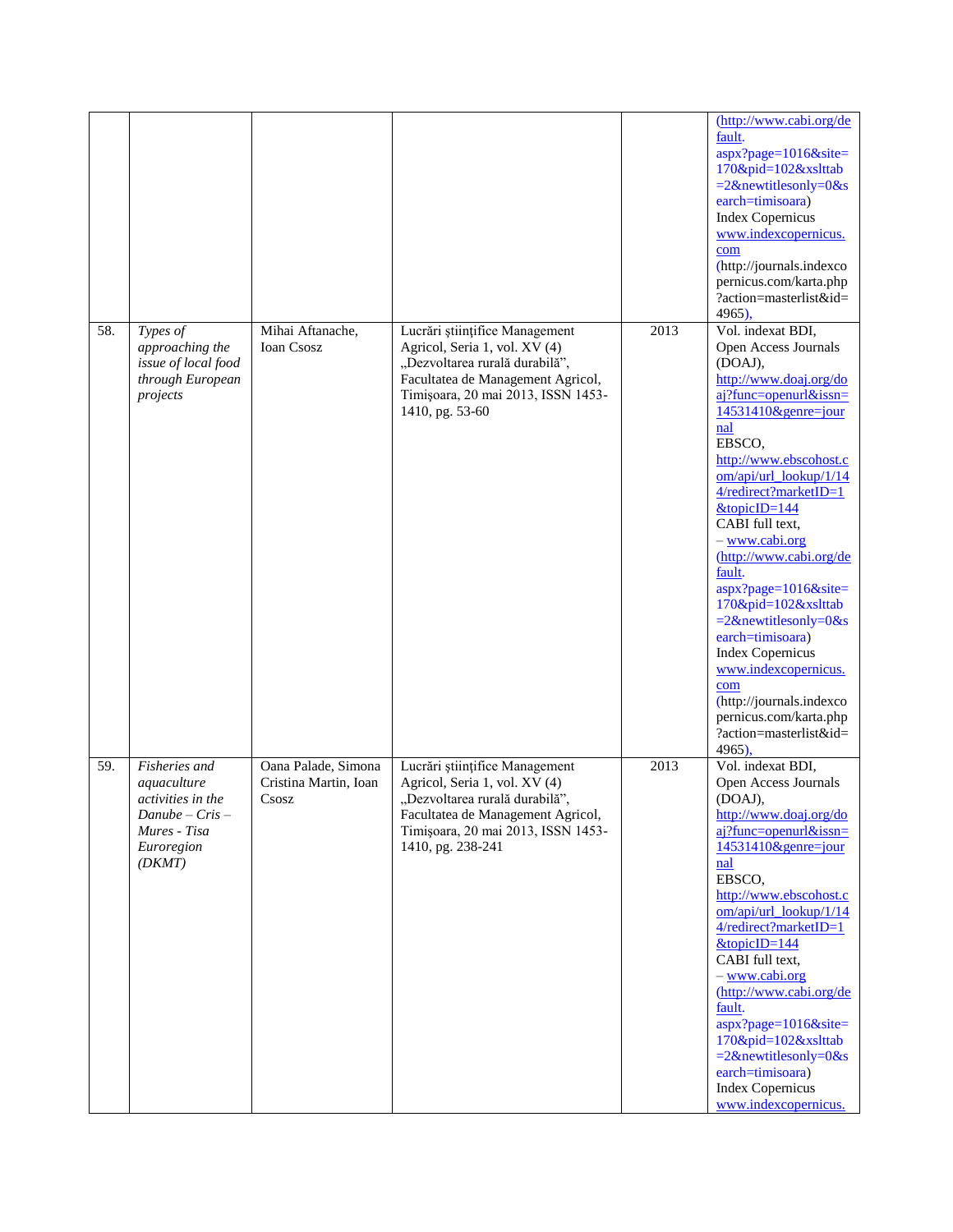| | | | | | |
|---|---|---|---|---|---|
| | | | | | (http://www.cabi.org/default.aspx?page=1016&site=170&pid=102&xslttab=2&newtitlesonly=0&search=timisoara) Index Copernicus www.indexcopernicus.com (http://journals.indexcopernicus.com/karta.php?action=masterlist&id=4965), |
| 58. | *Types of approaching the issue of local food through European projects* | Mihai Aftanache, Ioan Csosz | Lucrări ştiinţifice Management Agricol, Seria 1, vol. XV (4) „Dezvoltarea rurală durabilă", Facultatea de Management Agricol, Timişoara, 20 mai 2013, ISSN 1453-1410, pg. 53-60 | 2013 | Vol. indexat BDI, Open Access Journals (DOAJ), http://www.doaj.org/doaj?func=openurl&issn=14531410&genre=journal EBSCO, http://www.ebscohost.com/api/url_lookup/1/144/redirect?marketID=1&topicID=144 CABI full text, – www.cabi.org (http://www.cabi.org/default.aspx?page=1016&site=170&pid=102&xslttab=2&newtitlesonly=0&search=timisoara) Index Copernicus www.indexcopernicus.com (http://journals.indexcopernicus.com/karta.php?action=masterlist&id=4965), |
| 59. | *Fisheries and aquaculture activities in the Danube – Cris – Mures - Tisa Euroregion (DKMT)* | Oana Palade, Simona Cristina Martin, Ioan Csosz | Lucrări ştiinţifice Management Agricol, Seria 1, vol. XV (4) „Dezvoltarea rurală durabilă", Facultatea de Management Agricol, Timişoara, 20 mai 2013, ISSN 1453-1410, pg. 238-241 | 2013 | Vol. indexat BDI, Open Access Journals (DOAJ), http://www.doaj.org/doaj?func=openurl&issn=14531410&genre=journal EBSCO, http://www.ebscohost.com/api/url_lookup/1/144/redirect?marketID=1&topicID=144 CABI full text, – www.cabi.org (http://www.cabi.org/default.aspx?page=1016&site=170&pid=102&xslttab=2&newtitlesonly=0&search=timisoara) Index Copernicus www.indexcopernicus. |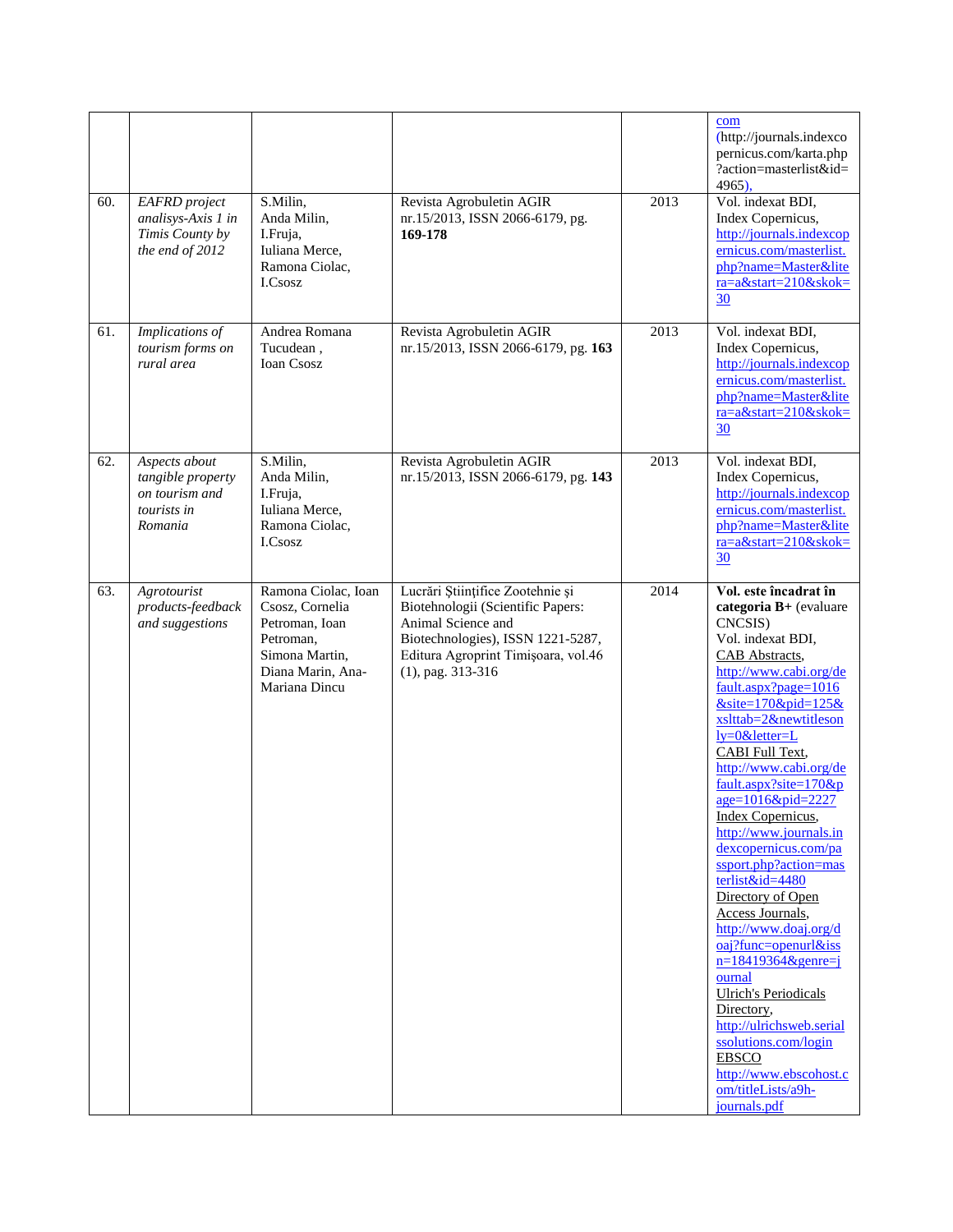| | | | | | |
|---|---|---|---|---|---|
| | | | | | com (http://journals.indexcopernicus.com/karta.php?action=masterlist&id=4965), |
| 60. | *EAFRD project analisys-Axis 1 in Timis County by the end of 2012* | S.Milin, Anda Milin, I.Fruja, Iuliana Merce, Ramona Ciolac, I.Csosz | Revista Agrobuletin AGIR nr.15/2013, ISSN 2066-6179, pg. **169-178** | 2013 | Vol. indexat BDI, Index Copernicus, http://journals.indexcopernicus.com/masterlist.php?name=Master&litera=a&start=210&skok=30 |
| 61. | *Implications of tourism forms on rural area* | Andrea Romana Tucudean , Ioan Csosz | Revista Agrobuletin AGIR nr.15/2013, ISSN 2066-6179, pg. **163** | 2013 | Vol. indexat BDI, Index Copernicus, http://journals.indexcopernicus.com/masterlist.php?name=Master&litera=a&start=210&skok=30 |
| 62. | *Aspects about tangible property on tourism and tourists in Romania* | S.Milin, Anda Milin, I.Fruja, Iuliana Merce, Ramona Ciolac, I.Csosz | Revista Agrobuletin AGIR nr.15/2013, ISSN 2066-6179, pg. **143** | 2013 | Vol. indexat BDI, Index Copernicus, http://journals.indexcopernicus.com/masterlist.php?name=Master&litera=a&start=210&skok=30 |
| 63. | *Agrotourist products-feedback and suggestions* | Ramona Ciolac, Ioan Csosz, Cornelia Petroman, Ioan Petroman, Simona Martin, Diana Marin, Ana-Mariana Dincu | Lucrări Științifice Zootehnie și Biotehnologii (Scientific Papers: Animal Science and Biotechnologies), ISSN 1221-5287, Editura Agroprint Timişoara, vol.46 (1), pag. 313-316 | 2014 | **Vol. este încadrat în categoria B+** (evaluare CNCSIS) Vol. indexat BDI, CAB Abstracts, http://www.cabi.org/default.aspx?page=1016&site=170&pid=125&xslttab=2&newtitleonly=0&letter=L CABI Full Text, http://www.cabi.org/default.aspx?site=170&page=1016&pid=2227 Index Copernicus, http://www.journals.indexcopernicus.com/passport.php?action=masterlist&id=4480 Directory of Open Access Journals, http://www.doaj.org/doaj?func=openurl&issn=18419364&genre=journal Ulrich's Periodicals Directory, http://ulrichsweb.serialssolutions.com/login EBSCO http://www.ebscohost.com/titleLists/a9h-journals.pdf |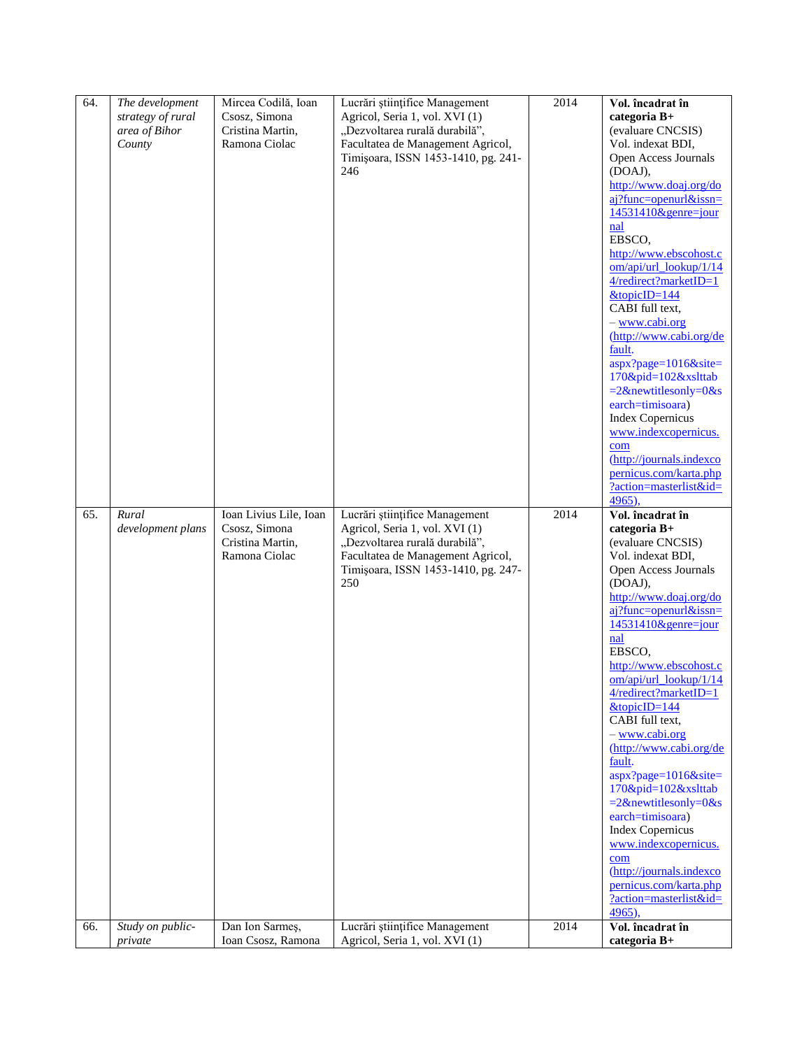| 64. | *The development strategy of rural area of Bihor County* | Mircea Codilă, Ioan Csosz, Simona Cristina Martin, Ramona Ciolac | Lucrări ştiinţifice Management Agricol, Seria 1, vol. XVI (1) „Dezvoltarea rurală durabilă", Facultatea de Management Agricol, Timişoara, ISSN 1453-1410, pg. 241-246 | 2014 | **Vol. încadrat în categoria B+** (evaluare CNCSIS) Vol. indexat BDI, Open Access Journals (DOAJ), http://www.doaj.org/doaj?func=openurl&issn=14531410&genre=journal EBSCO, http://www.ebscohost.com/api/url_lookup/1/144/redirect?marketID=1&topicID=144 CABI full text, – www.cabi.org (http://www.cabi.org/default.aspx?page=1016&site=170&pid=102&xslttab=2&newtitlesonly=0&search=timisoara) Index Copernicus www.indexcopernicus.com (http://journals.indexcopernicus.com/karta.php?action=masterlist&id=4965), |
|---|---|---|---|---|---|
| 65. | *Rural development plans* | Ioan Livius Lile, Ioan Csosz, Simona Cristina Martin, Ramona Ciolac | Lucrări ştiinţifice Management Agricol, Seria 1, vol. XVI (1) „Dezvoltarea rurală durabilă", Facultatea de Management Agricol, Timişoara, ISSN 1453-1410, pg. 247-250 | 2014 | **Vol. încadrat în categoria B+** (evaluare CNCSIS) Vol. indexat BDI, Open Access Journals (DOAJ), http://www.doaj.org/doaj?func=openurl&issn=14531410&genre=journal EBSCO, http://www.ebscohost.com/api/url_lookup/1/144/redirect?marketID=1&topicID=144 CABI full text, – www.cabi.org (http://www.cabi.org/default.aspx?page=1016&site=170&pid=102&xslttab=2&newtitlesonly=0&search=timisoara) Index Copernicus www.indexcopernicus.com (http://journals.indexcopernicus.com/karta.php?action=masterlist&id=4965), |
| 66. | *Study on public-private* | Dan Ion Sarmeş, Ioan Csosz, Ramona | Lucrări ştiinţifice Management Agricol, Seria 1, vol. XVI (1) | 2014 | **Vol. încadrat în categoria B+** |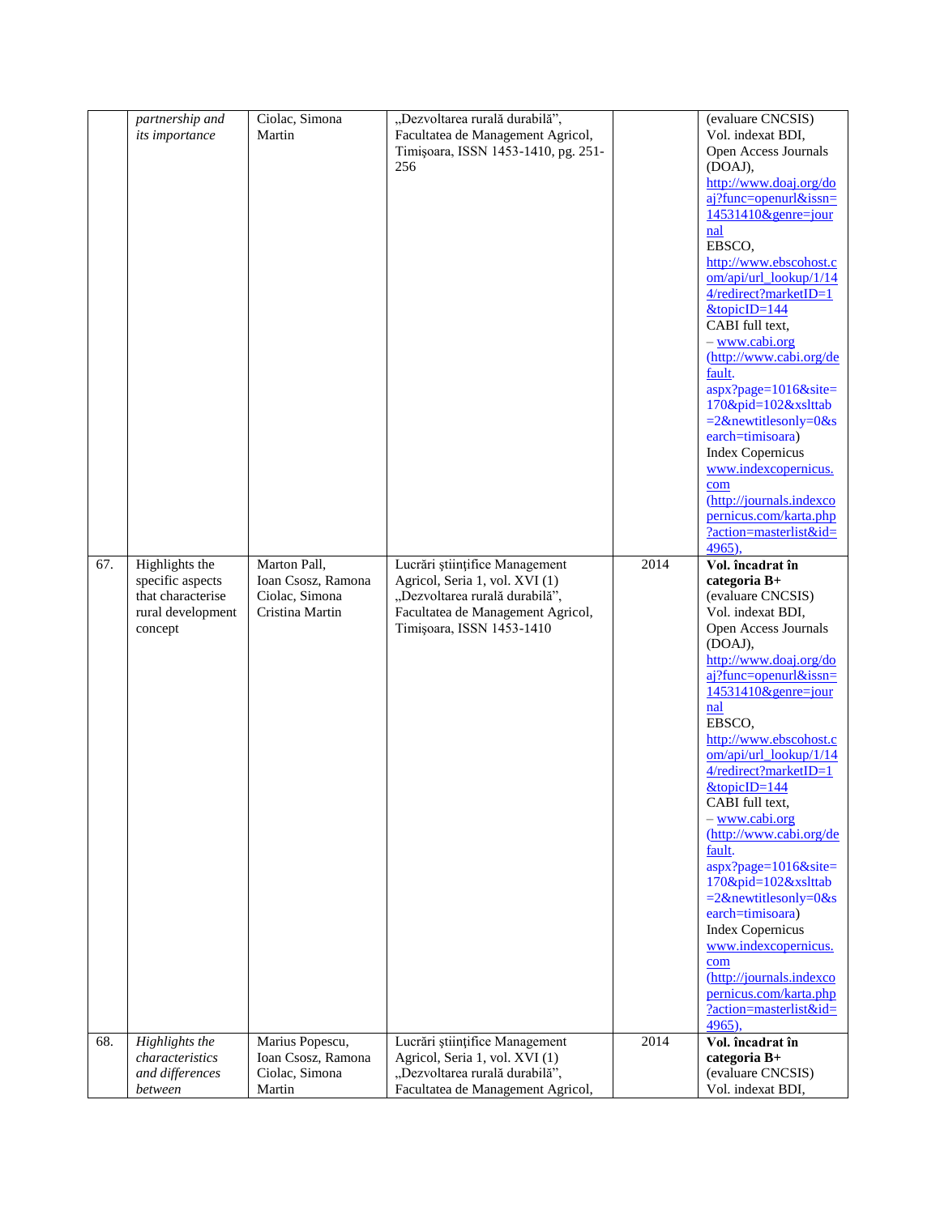| | | | | | |
|---|---|---|---|---|---|
| | *partnership and its importance* | Ciolac, Simona Martin | „Dezvoltarea rurală durabilă", Facultatea de Management Agricol, Timişoara, ISSN 1453-1410, pg. 251-256 | | (evaluare CNCSIS) Vol. indexat BDI, Open Access Journals (DOAJ), http://www.doaj.org/doaj?func=openurl&issn=14531410&genre=journal EBSCO, http://www.ebscohost.com/api/url_lookup/1/144/redirect?marketID=1&topicID=144 CABI full text, – www.cabi.org (http://www.cabi.org/default.aspx?page=1016&site=170&pid=102&xslttab=2&newtitlesonly=0&search=timisoara) Index Copernicus www.indexcopernicus.com (http://journals.indexcopernicus.com/karta.php?action=masterlist&id=4965), |
| 67. | Highlights the specific aspects that characterise rural development concept | Marton Pall, Ioan Csosz, Ramona Ciolac, Simona Cristina Martin | Lucrări ştiinţifice Management Agricol, Seria 1, vol. XVI (1) „Dezvoltarea rurală durabilă", Facultatea de Management Agricol, Timişoara, ISSN 1453-1410 | 2014 | **Vol. încadrat în categoria B+** (evaluare CNCSIS) Vol. indexat BDI, Open Access Journals (DOAJ), http://www.doaj.org/doaj?func=openurl&issn=14531410&genre=journal EBSCO, http://www.ebscohost.com/api/url_lookup/1/144/redirect?marketID=1&topicID=144 CABI full text, – www.cabi.org (http://www.cabi.org/default.aspx?page=1016&site=170&pid=102&xslttab=2&newtitlesonly=0&search=timisoara) Index Copernicus www.indexcopernicus.com (http://journals.indexcopernicus.com/karta.php?action=masterlist&id=4965), |
| 68. | *Highlights the characteristics and differences between* | Marius Popescu, Ioan Csosz, Ramona Ciolac, Simona Martin | Lucrări ştiinţifice Management Agricol, Seria 1, vol. XVI (1) „Dezvoltarea rurală durabilă", Facultatea de Management Agricol, | 2014 | **Vol. încadrat în categoria B+** (evaluare CNCSIS) Vol. indexat BDI, |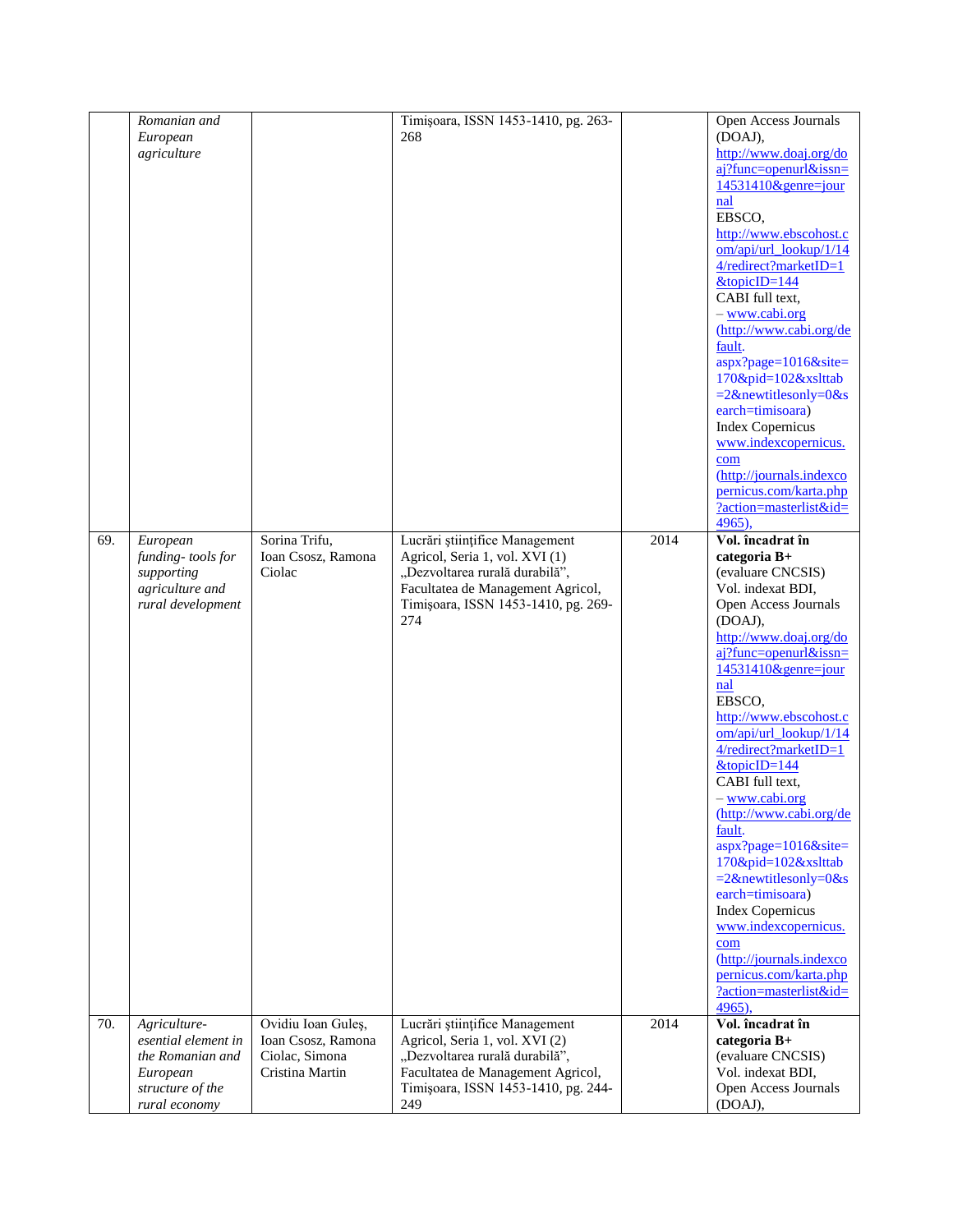| | | | | | |
|---|---|---|---|---|---|
| | *Romanian and European agriculture* | | Timişoara, ISSN 1453-1410, pg. 263-268 | | Open Access Journals (DOAJ), http://www.doaj.org/doaj?func=openurl&issn=14531410&genre=journal EBSCO, http://www.ebscohost.com/api/url_lookup/1/144/redirect?marketID=1&topicID=144 CABI full text, – www.cabi.org (http://www.cabi.org/default.aspx?page=1016&site=170&pid=102&xslttab=2&newtitlesonly=0&search=timisoara) Index Copernicus www.indexcopernicus.com (http://journals.indexcopernicus.com/karta.php?action=masterlist&id=4965), |
| 69. | *European funding- tools for supporting agriculture and rural development* | Sorina Trifu, Ioan Csosz, Ramona Ciolac | Lucrări ştiinţifice Management Agricol, Seria 1, vol. XVI (1) „Dezvoltarea rurală durabilă", Facultatea de Management Agricol, Timişoara, ISSN 1453-1410, pg. 269-274 | 2014 | **Vol. încadrat în categoria B+** (evaluare CNCSIS) Vol. indexat BDI, Open Access Journals (DOAJ), http://www.doaj.org/doaj?func=openurl&issn=14531410&genre=journal EBSCO, http://www.ebscohost.com/api/url_lookup/1/144/redirect?marketID=1&topicID=144 CABI full text, – www.cabi.org (http://www.cabi.org/default.aspx?page=1016&site=170&pid=102&xslttab=2&newtitlesonly=0&search=timisoara) Index Copernicus www.indexcopernicus.com (http://journals.indexcopernicus.com/karta.php?action=masterlist&id=4965), |
| 70. | *Agriculture-esential element in the Romanian and European structure of the rural economy* | Ovidiu Ioan Guleş, Ioan Csosz, Ramona Ciolac, Simona Cristina Martin | Lucrări ştiinţifice Management Agricol, Seria 1, vol. XVI (2) „Dezvoltarea rurală durabilă", Facultatea de Management Agricol, Timişoara, ISSN 1453-1410, pg. 244-249 | 2014 | **Vol. încadrat în categoria B+** (evaluare CNCSIS) Vol. indexat BDI, Open Access Journals (DOAJ), |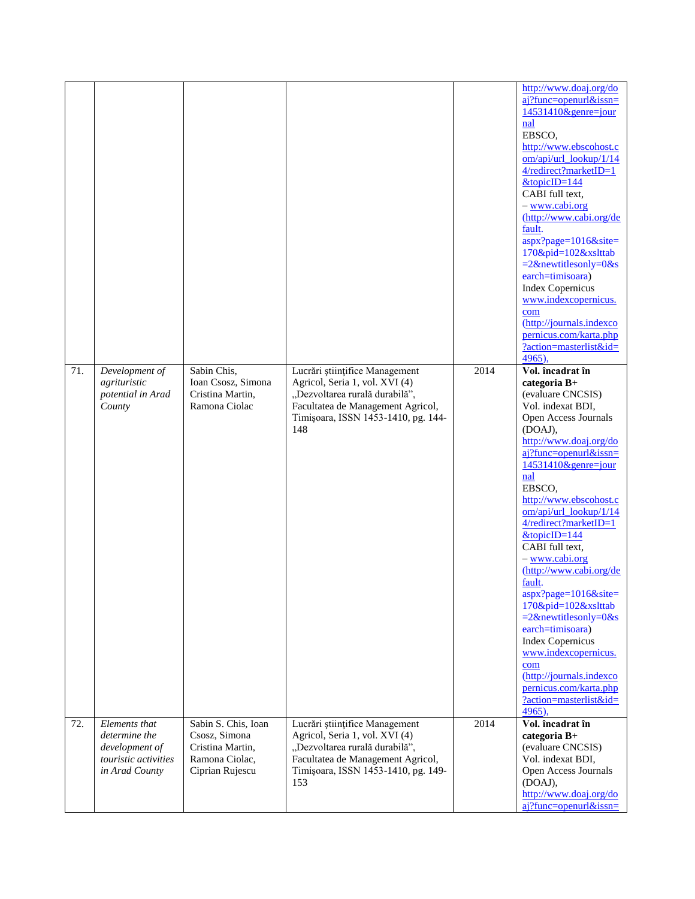| | | | | | |
|---|---|---|---|---|---|
| | | | | | http://www.doaj.org/doaj?func=openurl&issn=14531410&genre=journal EBSCO, http://www.ebscohost.com/api/url_lookup/1/144/redirect?marketID=1&topicID=144 CABI full text, – www.cabi.org (http://www.cabi.org/default.aspx?page=1016&site=170&pid=102&xslttab=2&newtitlesonly=0&search=timisoara) Index Copernicus www.indexcopernicus.com (http://journals.indexcopernicus.com/karta.php?action=masterlist&id=4965), |
| 71. | *Development of agrituristic potential in Arad County* | Sabin Chis, Ioan Csosz, Simona Cristina Martin, Ramona Ciolac | Lucrări ştiinţifice Management Agricol, Seria 1, vol. XVI (4) „Dezvoltarea rurală durabilă”, Facultatea de Management Agricol, Timişoara, ISSN 1453-1410, pg. 144-148 | 2014 | **Vol. încadrat în categoria B+** (evaluare CNCSIS) Vol. indexat BDI, Open Access Journals (DOAJ), http://www.doaj.org/doaj?func=openurl&issn=14531410&genre=journal EBSCO, http://www.ebscohost.com/api/url_lookup/1/144/redirect?marketID=1&topicID=144 CABI full text, – www.cabi.org (http://www.cabi.org/default.aspx?page=1016&site=170&pid=102&xslttab=2&newtitlesonly=0&search=timisoara) Index Copernicus www.indexcopernicus.com (http://journals.indexcopernicus.com/karta.php?action=masterlist&id=4965), |
| 72. | *Elements that determine the development of touristic activities in Arad County* | Sabin S. Chis, Ioan Csosz, Simona Cristina Martin, Ramona Ciolac, Ciprian Rujescu | Lucrări ştiinţifice Management Agricol, Seria 1, vol. XVI (4) „Dezvoltarea rurală durabilă”, Facultatea de Management Agricol, Timişoara, ISSN 1453-1410, pg. 149-153 | 2014 | **Vol. încadrat în categoria B+** (evaluare CNCSIS) Vol. indexat BDI, Open Access Journals (DOAJ), http://www.doaj.org/doaj?func=openurl&issn= |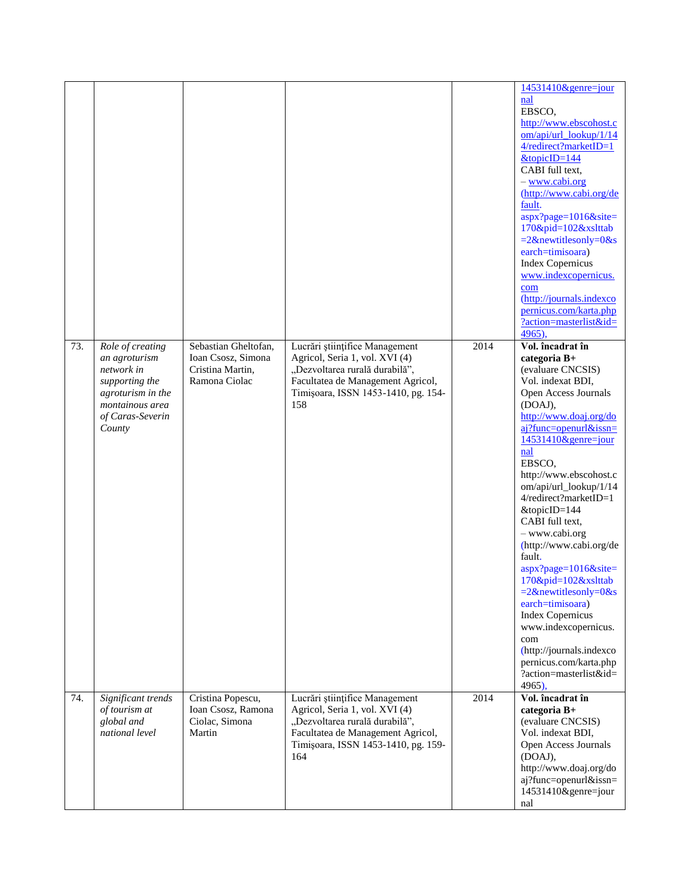| | | | | | |
|---|---|---|---|---|---|
| | | | | | 14531410&genre=journal EBSCO, http://www.ebscohost.com/api/url_lookup/1/144/redirect?marketID=1&topicID=144 CABI full text, – www.cabi.org (http://www.cabi.org/default.aspx?page=1016&site=170&pid=102&xslttab=2&newtitlesonly=0&search=timisoara) Index Copernicus www.indexcopernicus.com (http://journals.indexcopernicus.com/karta.php?action=masterlist&id=4965), |
| 73. | *Role of creating an agroturism network in supporting the agroturism in the montainous area of Caras-Severin County* | Sebastian Gheltofan, Ioan Csosz, Simona Cristina Martin, Ramona Ciolac | Lucrări ştiinţifice Management Agricol, Seria 1, vol. XVI (4) „Dezvoltarea rurală durabilă", Facultatea de Management Agricol, Timişoara, ISSN 1453-1410, pg. 154-158 | 2014 | **Vol. încadrat în categoria B+** (evaluare CNCSIS) Vol. indexat BDI, Open Access Journals (DOAJ), http://www.doaj.org/doaj?func=openurl&issn=14531410&genre=journal EBSCO, http://www.ebscohost.com/api/url_lookup/1/144/redirect?marketID=1&topicID=144 CABI full text, – www.cabi.org (http://www.cabi.org/default.aspx?page=1016&site=170&pid=102&xslttab=2&newtitlesonly=0&search=timisoara) Index Copernicus www.indexcopernicus.com (http://journals.indexcopernicus.com/karta.php?action=masterlist&id=4965), |
| 74. | *Significant trends of tourism at global and national level* | Cristina Popescu, Ioan Csosz, Ramona Ciolac, Simona Martin | Lucrări ştiinţifice Management Agricol, Seria 1, vol. XVI (4) „Dezvoltarea rurală durabilă", Facultatea de Management Agricol, Timişoara, ISSN 1453-1410, pg. 159-164 | 2014 | **Vol. încadrat în categoria B+** (evaluare CNCSIS) Vol. indexat BDI, Open Access Journals (DOAJ), http://www.doaj.org/doaj?func=openurl&issn=14531410&genre=journal |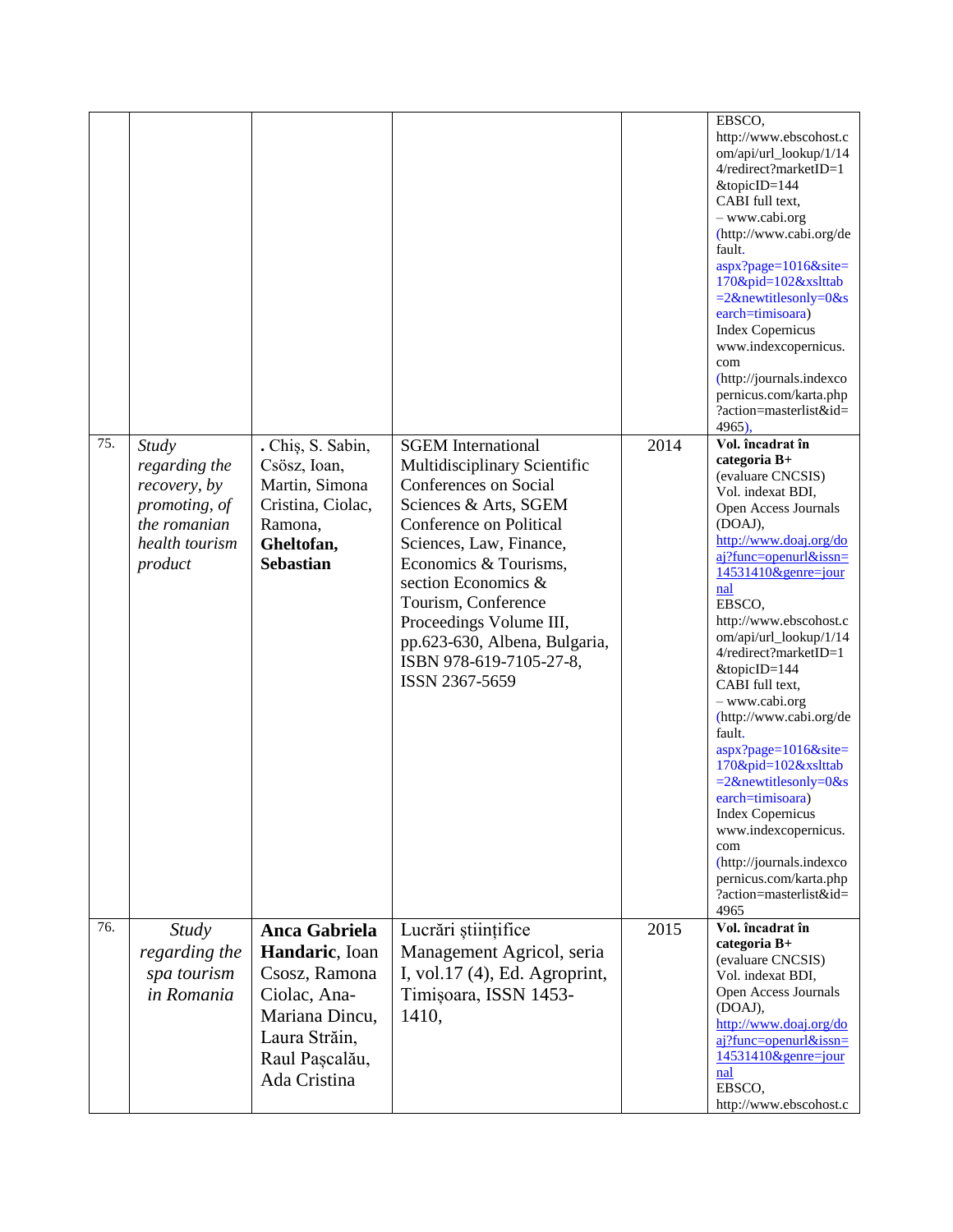| | | | | | |
|---|---|---|---|---|---|
| | | | | | EBSCO, http://www.ebscohost.com/api/url_lookup/1/144/redirect?marketID=1&topicID=144 CABI full text, – www.cabi.org (http://www.cabi.org/default.aspx?page=1016&site=170&pid=102&xslttab=2&newtitlesonly=0&search=timisoara) Index Copernicus www.indexcopernicus.com (http://journals.indexcopernicus.com/karta.php?action=masterlist&id=4965), |
| 75. | *Study regarding the recovery, by promoting, of the romanian health tourism product* | . Chiș, S. Sabin, Csösz, Ioan, Martin, Simona Cristina, Ciolac, Ramona, **Gheltofan, Sebastian** | SGEM International Multidisciplinary Scientific Conferences on Social Sciences & Arts, SGEM Conference on Political Sciences, Law, Finance, Economics & Tourisms, section Economics & Tourism, Conference Proceedings Volume III, pp.623-630, Albena, Bulgaria, ISBN 978-619-7105-27-8, ISSN 2367-5659 | 2014 | **Vol. încadrat în categoria B+** (evaluare CNCSIS) Vol. indexat BDI, Open Access Journals (DOAJ), http://www.doaj.org/doaj?func=openurl&issn=14531410&genre=journal EBSCO, http://www.ebscohost.com/api/url_lookup/1/144/redirect?marketID=1&topicID=144 CABI full text, – www.cabi.org (http://www.cabi.org/default.aspx?page=1016&site=170&pid=102&xslttab=2&newtitlesonly=0&search=timisoara) Index Copernicus www.indexcopernicus.com (http://journals.indexcopernicus.com/karta.php?action=masterlist&id=4965 |
| 76. | *Study regarding the spa tourism in Romania* | **Anca Gabriela Handaric**, Ioan Csosz, Ramona Ciolac, Ana-Mariana Dincu, Laura Străin, Raul Pașcalău, Ada Cristina | Lucrări științifice Management Agricol, seria I, vol.17 (4), Ed. Agroprint, Timișoara, ISSN 1453-1410, | 2015 | **Vol. încadrat în categoria B+** (evaluare CNCSIS) Vol. indexat BDI, Open Access Journals (DOAJ), http://www.doaj.org/doaj?func=openurl&issn=14531410&genre=journal EBSCO, http://www.ebscohost.c |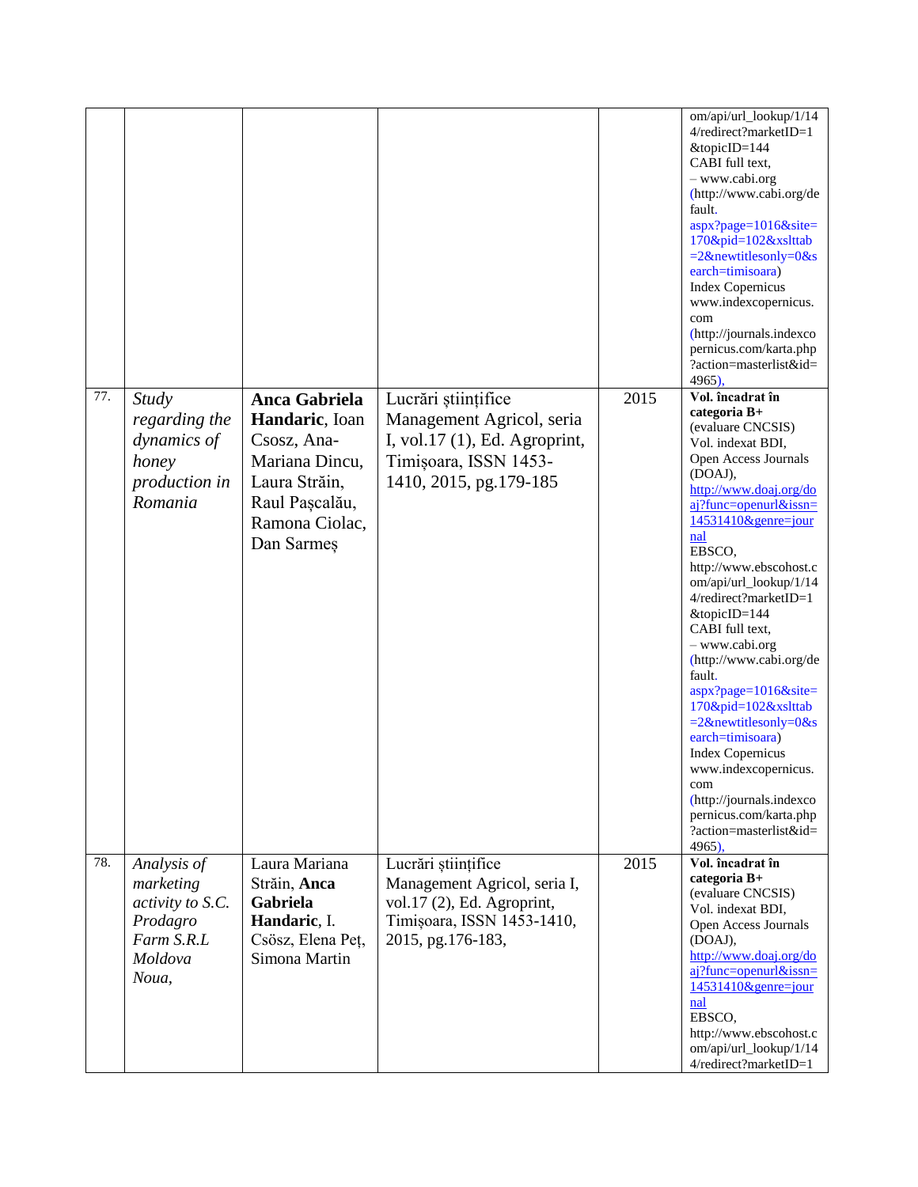| | | | | | |
|---|---|---|---|---|---|
| | | | | | om/api/url_lookup/1/144/redirect?marketID=1&topicID=144 CABI full text, – www.cabi.org (http://www.cabi.org/default.aspx?page=1016&site=170&pid=102&xslttab=2&newtitlesonly=0&search=timisoara) Index Copernicus www.indexcopernicus.com (http://journals.indexcopernicus.com/karta.php?action=masterlist&id=4965), |
| 77. | *Study regarding the dynamics of honey production in Romania* | **Anca Gabriela Handaric**, Ioan Csosz, Ana-Mariana Dincu, Laura Străin, Raul Pașcalău, Ramona Ciolac, Dan Sarmeș | Lucrări științifice Management Agricol, seria I, vol.17 (1), Ed. Agroprint, Timișoara, ISSN 1453-1410, 2015, pg.179-185 | 2015 | **Vol. încadrat în categoria B+** (evaluare CNCSIS) Vol. indexat BDI, Open Access Journals (DOAJ), http://www.doaj.org/doaj?func=openurl&issn=14531410&genre=journal EBSCO, http://www.ebscohost.com/api/url_lookup/1/144/redirect?marketID=1&topicID=144 CABI full text, – www.cabi.org (http://www.cabi.org/default.aspx?page=1016&site=170&pid=102&xslttab=2&newtitlesonly=0&search=timisoara) Index Copernicus www.indexcopernicus.com (http://journals.indexcopernicus.com/karta.php?action=masterlist&id=4965), |
| 78. | *Analysis of marketing activity to S.C. Prodagro Farm S.R.L Moldova Noua,* | Laura Mariana Străin, **Anca Gabriela Handaric**, I. Csösz, Elena Peț, Simona Martin | Lucrări științifice Management Agricol, seria I, vol.17 (2), Ed. Agroprint, Timișoara, ISSN 1453-1410, 2015, pg.176-183, | 2015 | **Vol. încadrat în categoria B+** (evaluare CNCSIS) Vol. indexat BDI, Open Access Journals (DOAJ), http://www.doaj.org/doaj?func=openurl&issn=14531410&genre=journal EBSCO, http://www.ebscohost.com/api/url_lookup/1/144/redirect?marketID=1 |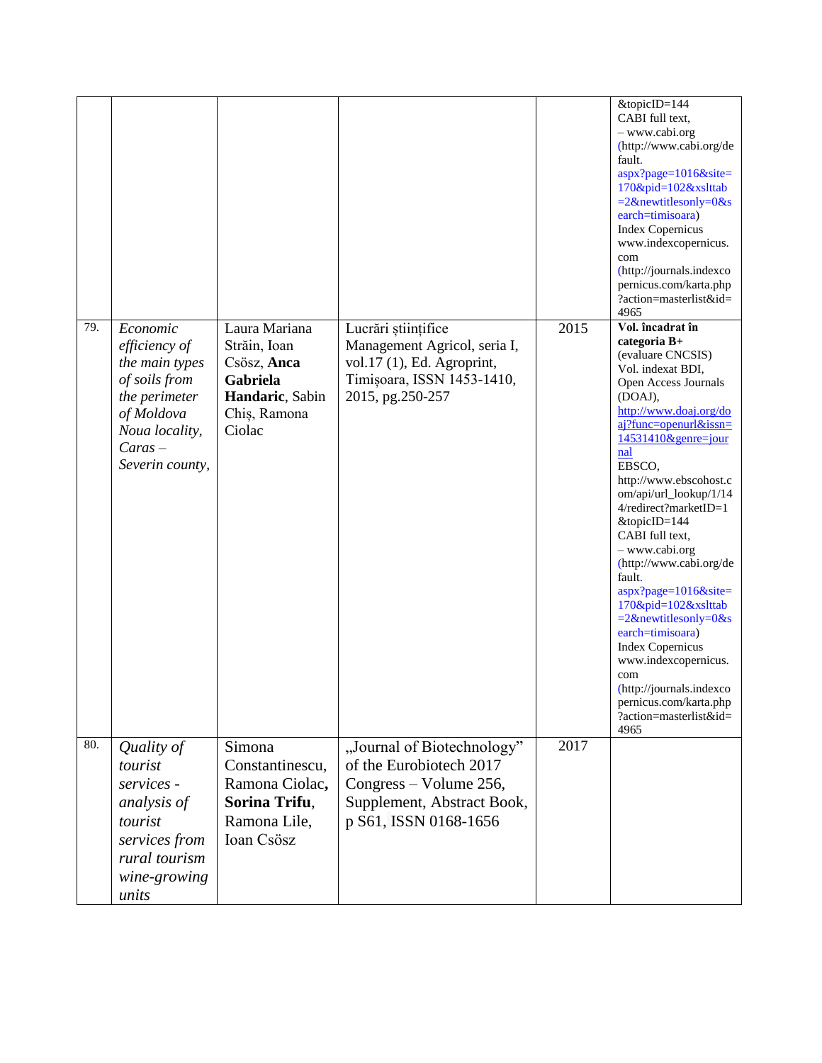| | | | | | |
|---|---|---|---|---|---|
| | | | | | &topicID=144 CABI full text, – www.cabi.org (http://www.cabi.org/default.aspx?page=1016&site=170&pid=102&xslttab=2&newtitlesonly=0&search=timisoara) Index Copernicus www.indexcopernicus.com (http://journals.indexcopernicus.com/karta.php?action=masterlist&id=4965 |
| 79. | *Economic efficiency of the main types of soils from the perimeter of Moldova Noua locality, Caras – Severin county,* | Laura Mariana Străin, Ioan Csösz, **Anca Gabriela Handaric**, Sabin Chiș, Ramona Ciolac | Lucrări științifice Management Agricol, seria I, vol.17 (1), Ed. Agroprint, Timișoara, ISSN 1453-1410, 2015, pg.250-257 | 2015 | **Vol. încadrat în categoria B+** (evaluare CNCSIS) Vol. indexat BDI, Open Access Journals (DOAJ), http://www.doaj.org/doaj?func=openurl&issn=14531410&genre=journal EBSCO, http://www.ebscohost.com/api/url_lookup/1/144/redirect?marketID=1&topicID=144 CABI full text, – www.cabi.org (http://www.cabi.org/default.aspx?page=1016&site=170&pid=102&xslttab=2&newtitlesonly=0&search=timisoara) Index Copernicus www.indexcopernicus.com (http://journals.indexcopernicus.com/karta.php?action=masterlist&id=4965 |
| 80. | *Quality of tourist services - analysis of tourist services from rural tourism wine-growing units* | Simona Constantinescu, Ramona Ciolac**,** **Sorina Trifu**, Ramona Lile, Ioan Csösz | „Journal of Biotechnology" of the Eurobiotech 2017 Congress – Volume 256, Supplement, Abstract Book, p S61, ISSN 0168-1656 | 2017 | |